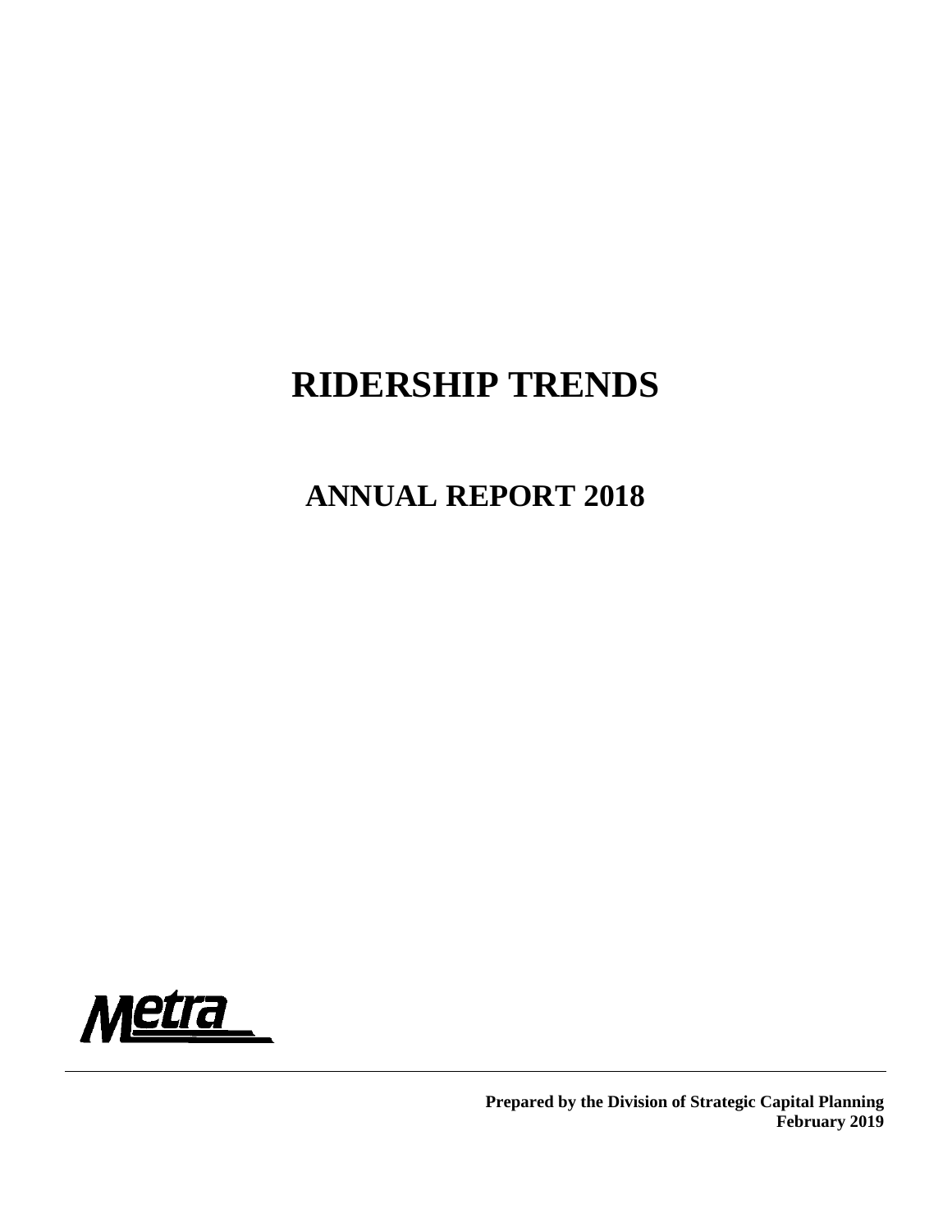# RIDERSHIP TRENDS

## ANNUAL REPORT 2018

Metra

**Prepared by the Division of Strategic Capital Planning**
**February 2019**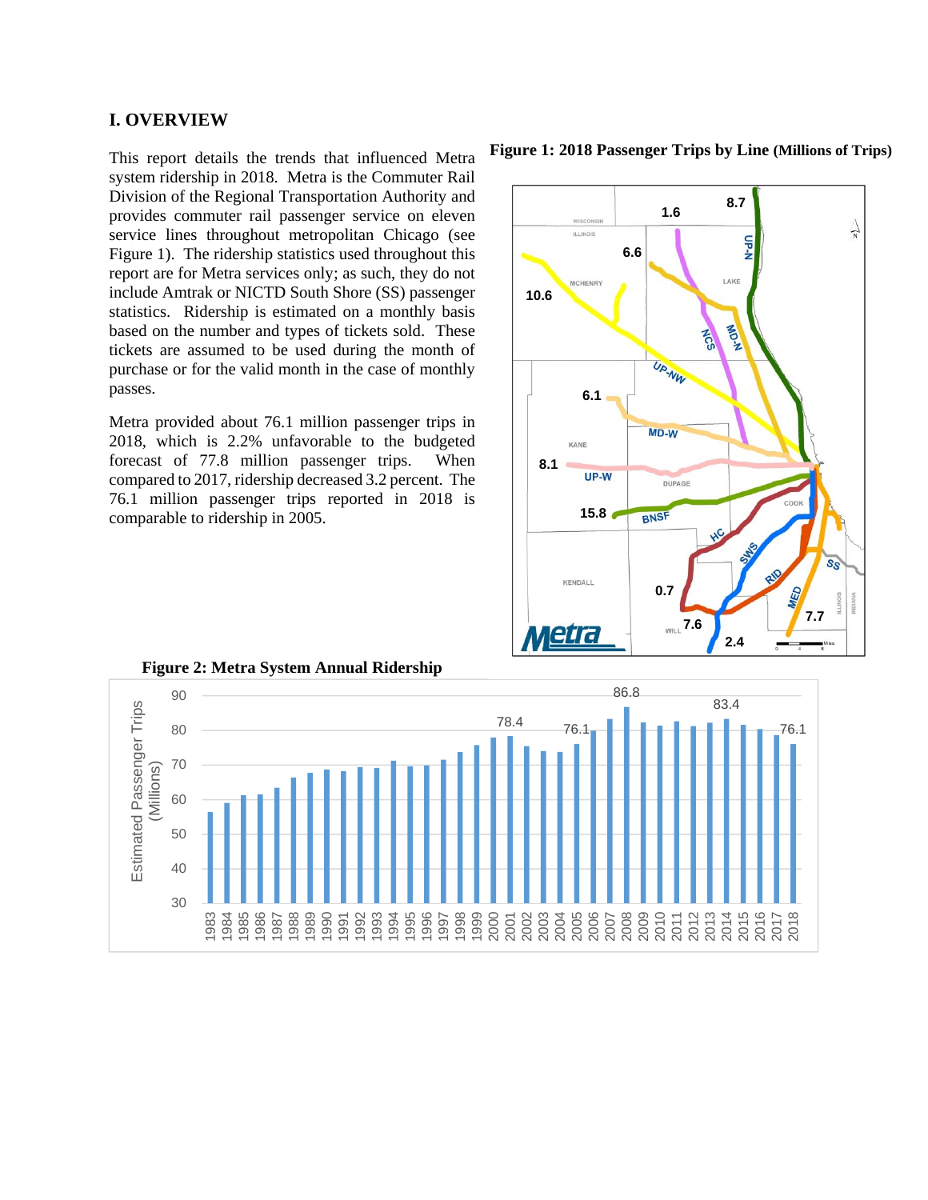## I. OVERVIEW

This report details the trends that influenced Metra system ridership in 2018. Metra is the Commuter Rail Division of the Regional Transportation Authority and provides commuter rail passenger service on eleven service lines throughout metropolitan Chicago (see Figure 1). The ridership statistics used throughout this report are for Metra services only; as such, they do not include Amtrak or NICTD South Shore (SS) passenger statistics. Ridership is estimated on a monthly basis based on the number and types of tickets sold. These tickets are assumed to be used during the month of purchase or for the valid month in the case of monthly passes.

Metra provided about 76.1 million passenger trips in 2018, which is 2.2% unfavorable to the budgeted forecast of 77.8 million passenger trips. When compared to 2017, ridership decreased 3.2 percent. The 76.1 million passenger trips reported in 2018 is comparable to ridership in 2005.

**Figure 1: 2018 Passenger Trips by Line (Millions of Trips)**

**Figure 2: Metra System Annual Ridership**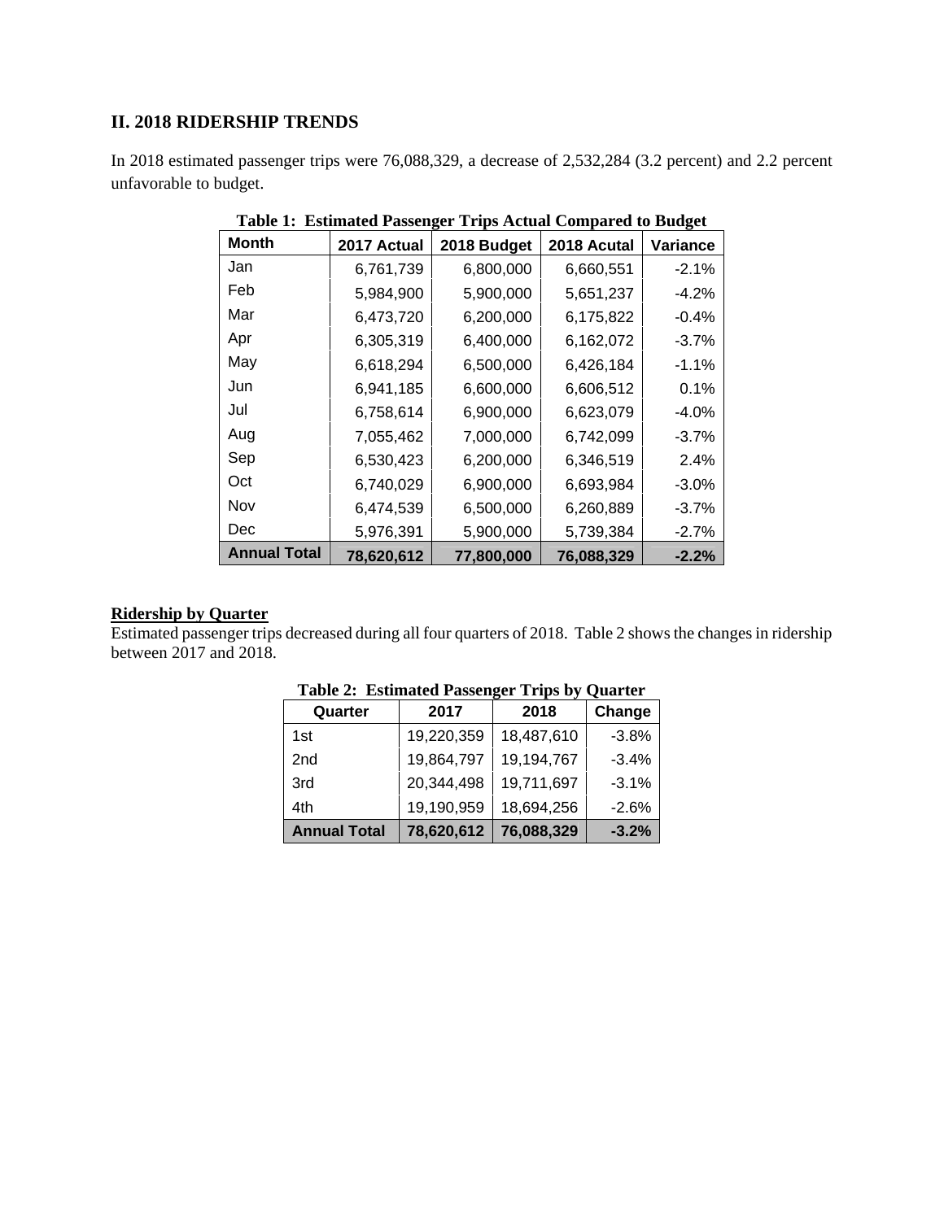## II. 2018 RIDERSHIP TRENDS

In 2018 estimated passenger trips were 76,088,329, a decrease of 2,532,284 (3.2 percent) and 2.2 percent unfavorable to budget.

**Table 1: Estimated Passenger Trips Actual Compared to Budget**

| Month | 2017 Actual | 2018 Budget | 2018 Acutal | Variance |
|---|---|---|---|---|
| Jan | 6,761,739 | 6,800,000 | 6,660,551 | -2.1% |
| Feb | 5,984,900 | 5,900,000 | 5,651,237 | -4.2% |
| Mar | 6,473,720 | 6,200,000 | 6,175,822 | -0.4% |
| Apr | 6,305,319 | 6,400,000 | 6,162,072 | -3.7% |
| May | 6,618,294 | 6,500,000 | 6,426,184 | -1.1% |
| Jun | 6,941,185 | 6,600,000 | 6,606,512 | 0.1% |
| Jul | 6,758,614 | 6,900,000 | 6,623,079 | -4.0% |
| Aug | 7,055,462 | 7,000,000 | 6,742,099 | -3.7% |
| Sep | 6,530,423 | 6,200,000 | 6,346,519 | 2.4% |
| Oct | 6,740,029 | 6,900,000 | 6,693,984 | -3.0% |
| Nov | 6,474,539 | 6,500,000 | 6,260,889 | -3.7% |
| Dec | 5,976,391 | 5,900,000 | 5,739,384 | -2.7% |
| **Annual Total** | **78,620,612** | **77,800,000** | **76,088,329** | **-2.2%** |

**Ridership by Quarter**

Estimated passenger trips decreased during all four quarters of 2018. Table 2 shows the changes in ridership between 2017 and 2018.

**Table 2: Estimated Passenger Trips by Quarter**

| Quarter | 2017 | 2018 | Change |
|---|---|---|---|
| 1st | 19,220,359 | 18,487,610 | -3.8% |
| 2nd | 19,864,797 | 19,194,767 | -3.4% |
| 3rd | 20,344,498 | 19,711,697 | -3.1% |
| 4th | 19,190,959 | 18,694,256 | -2.6% |
| **Annual Total** | **78,620,612** | **76,088,329** | **-3.2%** |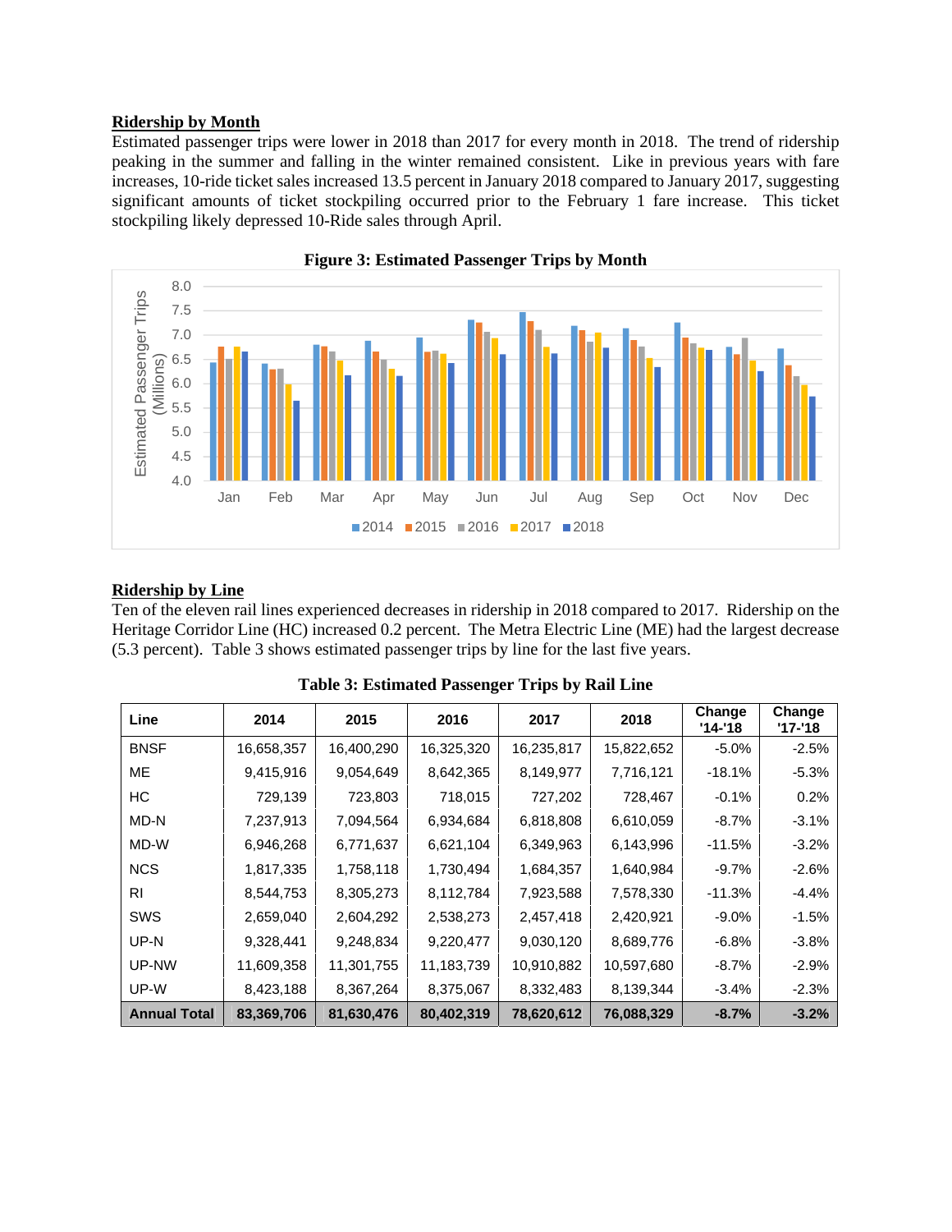**Ridership by Month**

Estimated passenger trips were lower in 2018 than 2017 for every month in 2018. The trend of ridership peaking in the summer and falling in the winter remained consistent. Like in previous years with fare increases, 10-ride ticket sales increased 13.5 percent in January 2018 compared to January 2017, suggesting significant amounts of ticket stockpiling occurred prior to the February 1 fare increase. This ticket stockpiling likely depressed 10-Ride sales through April.

**Figure 3: Estimated Passenger Trips by Month**

**Ridership by Line**

Ten of the eleven rail lines experienced decreases in ridership in 2018 compared to 2017. Ridership on the Heritage Corridor Line (HC) increased 0.2 percent. The Metra Electric Line (ME) had the largest decrease (5.3 percent). Table 3 shows estimated passenger trips by line for the last five years.

**Table 3: Estimated Passenger Trips by Rail Line**

| Line | 2014 | 2015 | 2016 | 2017 | 2018 | Change '14-'18 | Change '17-'18 |
|---|---|---|---|---|---|---|---|
| BNSF | 16,658,357 | 16,400,290 | 16,325,320 | 16,235,817 | 15,822,652 | -5.0% | -2.5% |
| ME | 9,415,916 | 9,054,649 | 8,642,365 | 8,149,977 | 7,716,121 | -18.1% | -5.3% |
| HC | 729,139 | 723,803 | 718,015 | 727,202 | 728,467 | -0.1% | 0.2% |
| MD-N | 7,237,913 | 7,094,564 | 6,934,684 | 6,818,808 | 6,610,059 | -8.7% | -3.1% |
| MD-W | 6,946,268 | 6,771,637 | 6,621,104 | 6,349,963 | 6,143,996 | -11.5% | -3.2% |
| NCS | 1,817,335 | 1,758,118 | 1,730,494 | 1,684,357 | 1,640,984 | -9.7% | -2.6% |
| RI | 8,544,753 | 8,305,273 | 8,112,784 | 7,923,588 | 7,578,330 | -11.3% | -4.4% |
| SWS | 2,659,040 | 2,604,292 | 2,538,273 | 2,457,418 | 2,420,921 | -9.0% | -1.5% |
| UP-N | 9,328,441 | 9,248,834 | 9,220,477 | 9,030,120 | 8,689,776 | -6.8% | -3.8% |
| UP-NW | 11,609,358 | 11,301,755 | 11,183,739 | 10,910,882 | 10,597,680 | -8.7% | -2.9% |
| UP-W | 8,423,188 | 8,367,264 | 8,375,067 | 8,332,483 | 8,139,344 | -3.4% | -2.3% |
| **Annual Total** | **83,369,706** | **81,630,476** | **80,402,319** | **78,620,612** | **76,088,329** | **-8.7%** | **-3.2%** |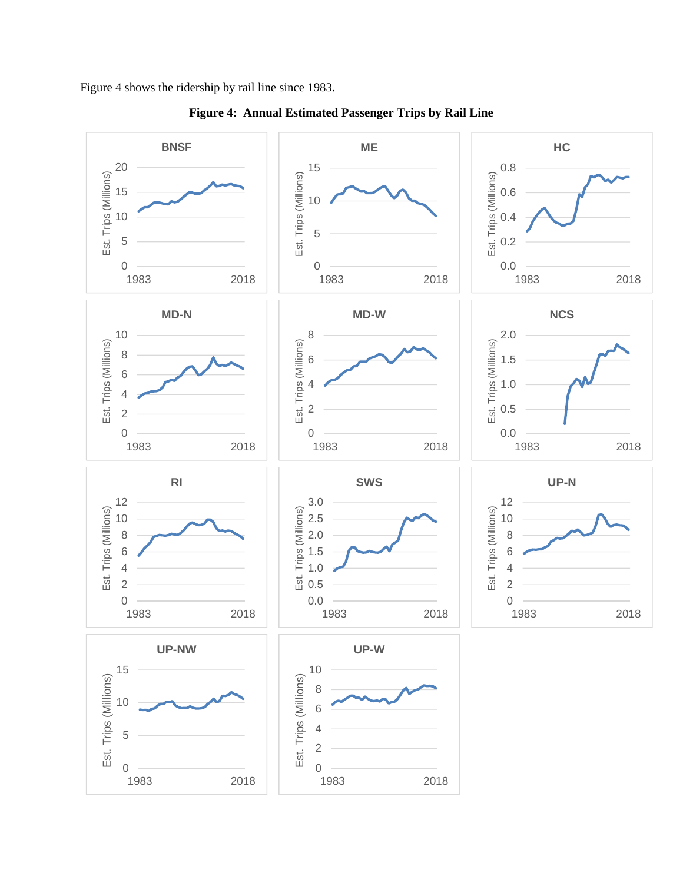Figure 4 shows the ridership by rail line since 1983.

**Figure 4: Annual Estimated Passenger Trips by Rail Line**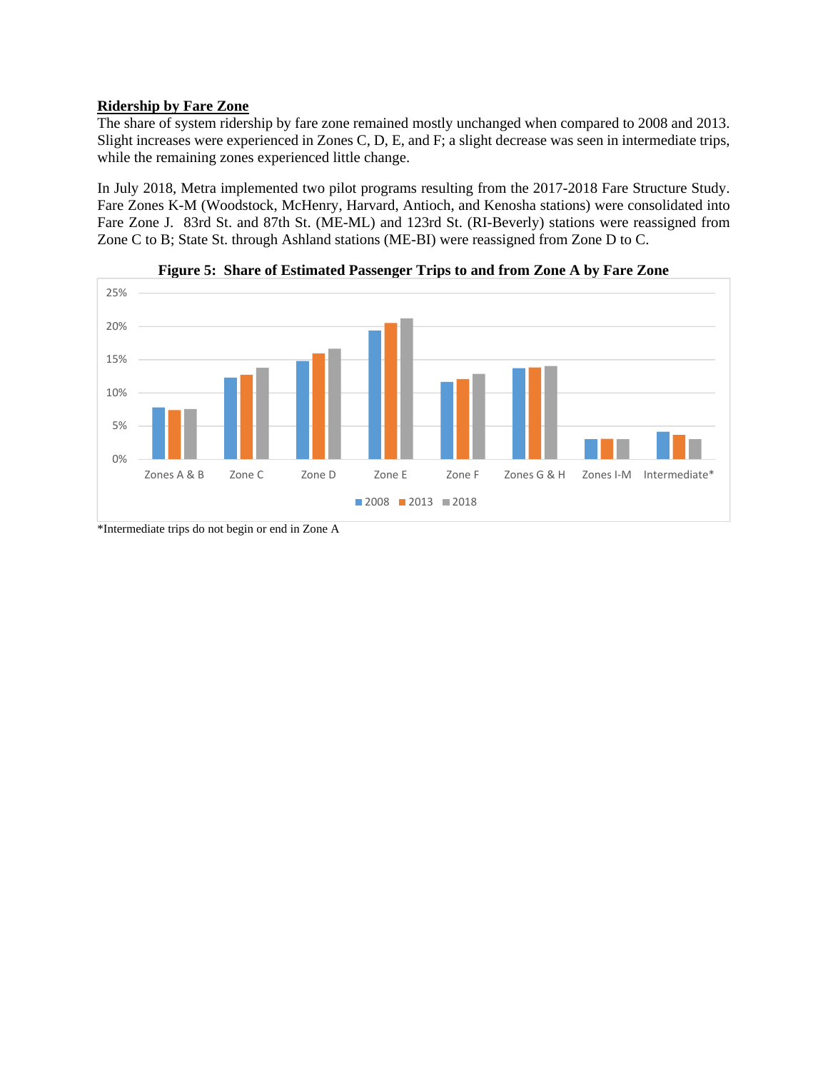## Ridership by Fare Zone

The share of system ridership by fare zone remained mostly unchanged when compared to 2008 and 2013. Slight increases were experienced in Zones C, D, E, and F; a slight decrease was seen in intermediate trips, while the remaining zones experienced little change.

In July 2018, Metra implemented two pilot programs resulting from the 2017-2018 Fare Structure Study. Fare Zones K-M (Woodstock, McHenry, Harvard, Antioch, and Kenosha stations) were consolidated into Fare Zone J. 83rd St. and 87th St. (ME-ML) and 123rd St. (RI-Beverly) stations were reassigned from Zone C to B; State St. through Ashland stations (ME-BI) were reassigned from Zone D to C.

**Figure 5: Share of Estimated Passenger Trips to and from Zone A by Fare Zone**

*Intermediate trips do not begin or end in Zone A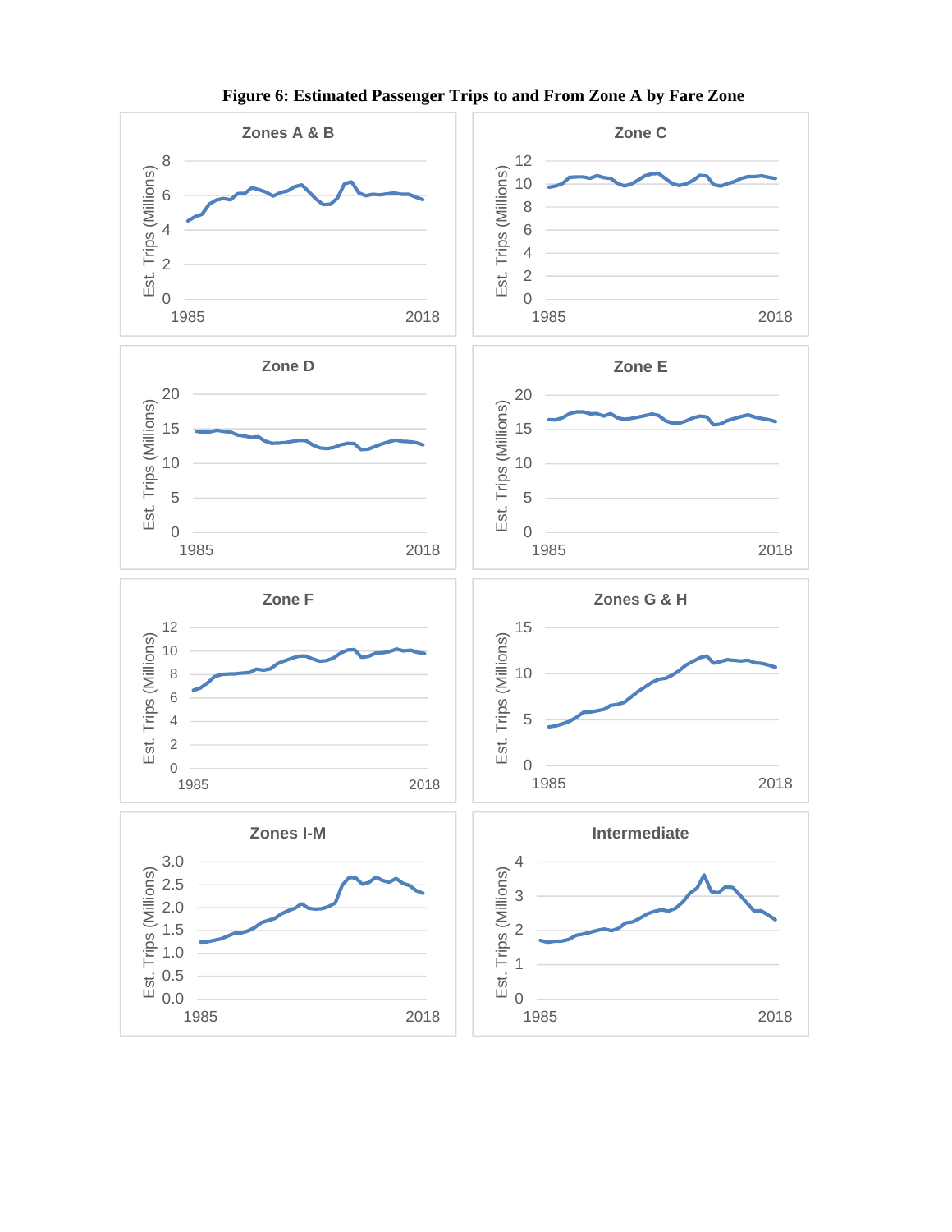**Figure 6: Estimated Passenger Trips to and From Zone A by Fare Zone**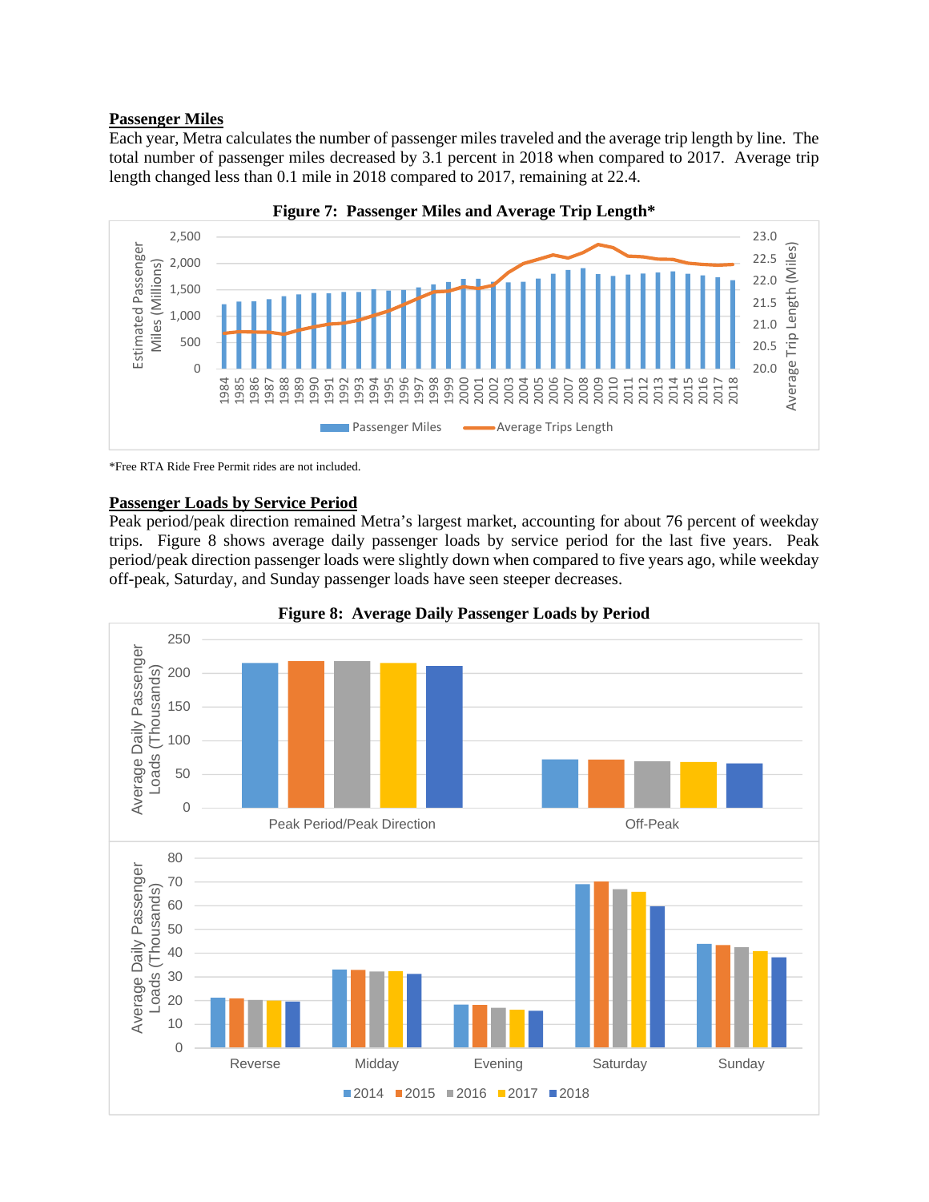## Passenger Miles

Each year, Metra calculates the number of passenger miles traveled and the average trip length by line. The total number of passenger miles decreased by 3.1 percent in 2018 when compared to 2017. Average trip length changed less than 0.1 mile in 2018 compared to 2017, remaining at 22.4.

**Figure 7: Passenger Miles and Average Trip Length***

*Free RTA Ride Free Permit rides are not included.

## Passenger Loads by Service Period

Peak period/peak direction remained Metra's largest market, accounting for about 76 percent of weekday trips. Figure 8 shows average daily passenger loads by service period for the last five years. Peak period/peak direction passenger loads were slightly down when compared to five years ago, while weekday off-peak, Saturday, and Sunday passenger loads have seen steeper decreases.

**Figure 8: Average Daily Passenger Loads by Period**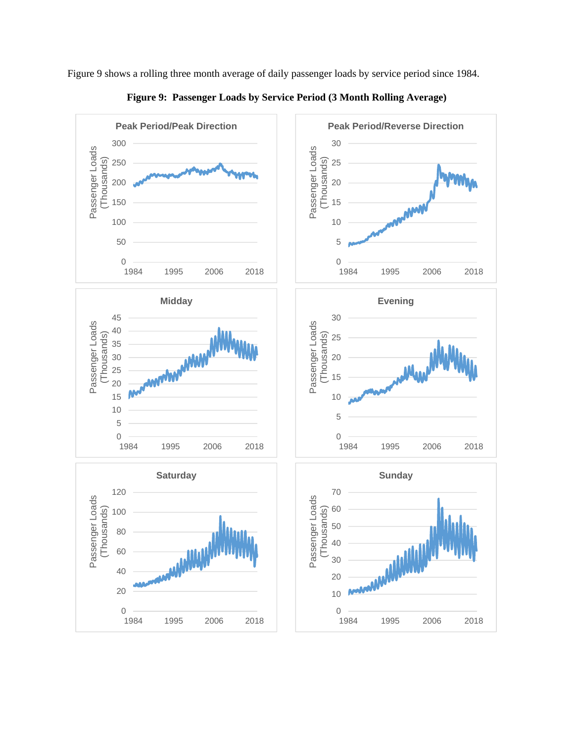Figure 9 shows a rolling three month average of daily passenger loads by service period since 1984.

**Figure 9: Passenger Loads by Service Period (3 Month Rolling Average)**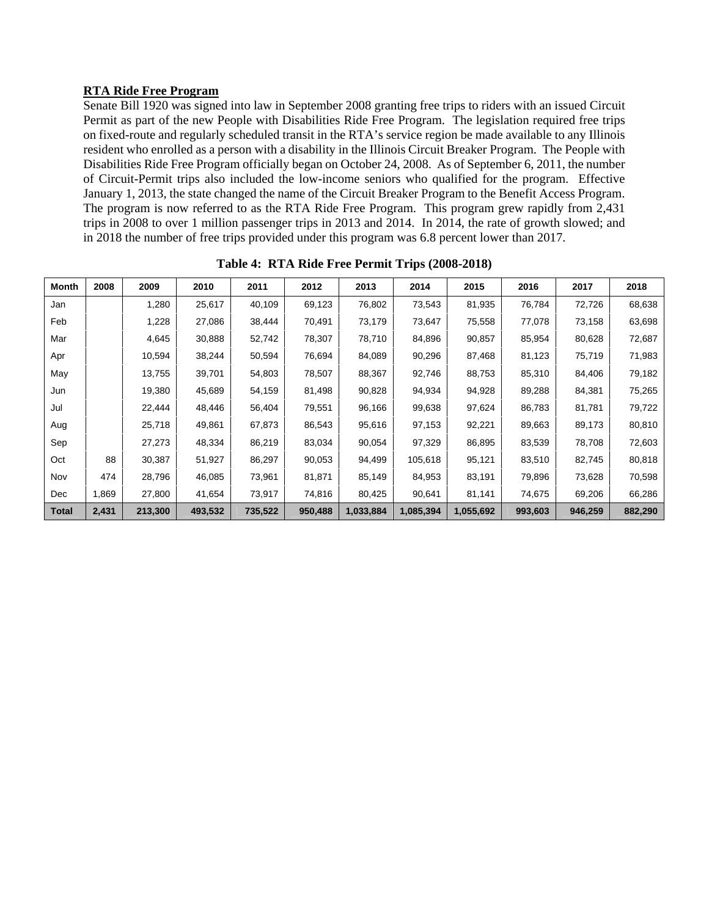**RTA Ride Free Program**

Senate Bill 1920 was signed into law in September 2008 granting free trips to riders with an issued Circuit Permit as part of the new People with Disabilities Ride Free Program. The legislation required free trips on fixed-route and regularly scheduled transit in the RTA's service region be made available to any Illinois resident who enrolled as a person with a disability in the Illinois Circuit Breaker Program. The People with Disabilities Ride Free Program officially began on October 24, 2008. As of September 6, 2011, the number of Circuit-Permit trips also included the low-income seniors who qualified for the program. Effective January 1, 2013, the state changed the name of the Circuit Breaker Program to the Benefit Access Program. The program is now referred to as the RTA Ride Free Program. This program grew rapidly from 2,431 trips in 2008 to over 1 million passenger trips in 2013 and 2014. In 2014, the rate of growth slowed; and in 2018 the number of free trips provided under this program was 6.8 percent lower than 2017.

**Table 4: RTA Ride Free Permit Trips (2008-2018)**

| Month | 2008 | 2009 | 2010 | 2011 | 2012 | 2013 | 2014 | 2015 | 2016 | 2017 | 2018 |
|---|---|---|---|---|---|---|---|---|---|---|---|
| Jan | | 1,280 | 25,617 | 40,109 | 69,123 | 76,802 | 73,543 | 81,935 | 76,784 | 72,726 | 68,638 |
| Feb | | 1,228 | 27,086 | 38,444 | 70,491 | 73,179 | 73,647 | 75,558 | 77,078 | 73,158 | 63,698 |
| Mar | | 4,645 | 30,888 | 52,742 | 78,307 | 78,710 | 84,896 | 90,857 | 85,954 | 80,628 | 72,687 |
| Apr | | 10,594 | 38,244 | 50,594 | 76,694 | 84,089 | 90,296 | 87,468 | 81,123 | 75,719 | 71,983 |
| May | | 13,755 | 39,701 | 54,803 | 78,507 | 88,367 | 92,746 | 88,753 | 85,310 | 84,406 | 79,182 |
| Jun | | 19,380 | 45,689 | 54,159 | 81,498 | 90,828 | 94,934 | 94,928 | 89,288 | 84,381 | 75,265 |
| Jul | | 22,444 | 48,446 | 56,404 | 79,551 | 96,166 | 99,638 | 97,624 | 86,783 | 81,781 | 79,722 |
| Aug | | 25,718 | 49,861 | 67,873 | 86,543 | 95,616 | 97,153 | 92,221 | 89,663 | 89,173 | 80,810 |
| Sep | | 27,273 | 48,334 | 86,219 | 83,034 | 90,054 | 97,329 | 86,895 | 83,539 | 78,708 | 72,603 |
| Oct | 88 | 30,387 | 51,927 | 86,297 | 90,053 | 94,499 | 105,618 | 95,121 | 83,510 | 82,745 | 80,818 |
| Nov | 474 | 28,796 | 46,085 | 73,961 | 81,871 | 85,149 | 84,953 | 83,191 | 79,896 | 73,628 | 70,598 |
| Dec | 1,869 | 27,800 | 41,654 | 73,917 | 74,816 | 80,425 | 90,641 | 81,141 | 74,675 | 69,206 | 66,286 |
| **Total** | **2,431** | **213,300** | **493,532** | **735,522** | **950,488** | **1,033,884** | **1,085,394** | **1,055,692** | **993,603** | **946,259** | **882,290** |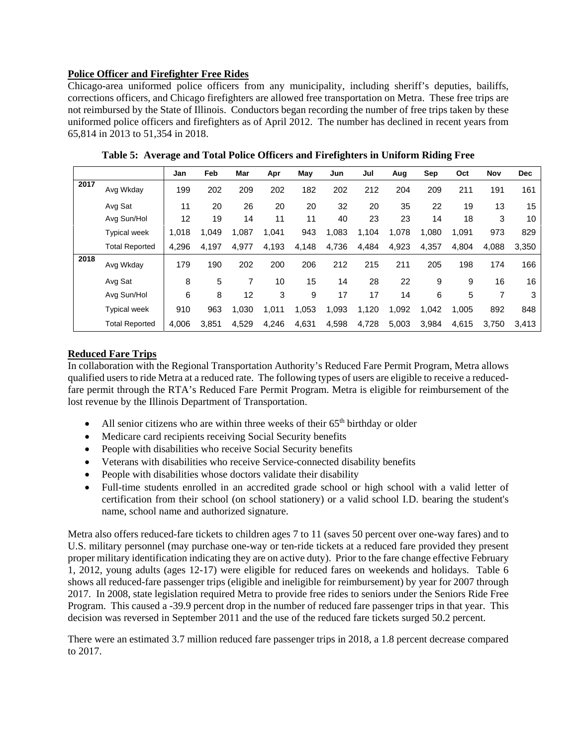**Police Officer and Firefighter Free Rides**

Chicago-area uniformed police officers from any municipality, including sheriff's deputies, bailiffs, corrections officers, and Chicago firefighters are allowed free transportation on Metra. These free trips are not reimbursed by the State of Illinois. Conductors began recording the number of free trips taken by these uniformed police officers and firefighters as of April 2012. The number has declined in recent years from 65,814 in 2013 to 51,354 in 2018.

**Table 5: Average and Total Police Officers and Firefighters in Uniform Riding Free**

| | | Jan | Feb | Mar | Apr | May | Jun | Jul | Aug | Sep | Oct | Nov | Dec |
|---|---|---|---|---|---|---|---|---|---|---|---|---|---|
| 2017 | Avg Wkday | 199 | 202 | 209 | 202 | 182 | 202 | 212 | 204 | 209 | 211 | 191 | 161 |
| | Avg Sat | 11 | 20 | 26 | 20 | 20 | 32 | 20 | 35 | 22 | 19 | 13 | 15 |
| | Avg Sun/Hol | 12 | 19 | 14 | 11 | 11 | 40 | 23 | 23 | 14 | 18 | 3 | 10 |
| | Typical week | 1,018 | 1,049 | 1,087 | 1,041 | 943 | 1,083 | 1,104 | 1,078 | 1,080 | 1,091 | 973 | 829 |
| | Total Reported | 4,296 | 4,197 | 4,977 | 4,193 | 4,148 | 4,736 | 4,484 | 4,923 | 4,357 | 4,804 | 4,088 | 3,350 |
| 2018 | Avg Wkday | 179 | 190 | 202 | 200 | 206 | 212 | 215 | 211 | 205 | 198 | 174 | 166 |
| | Avg Sat | 8 | 5 | 7 | 10 | 15 | 14 | 28 | 22 | 9 | 9 | 16 | 16 |
| | Avg Sun/Hol | 6 | 8 | 12 | 3 | 9 | 17 | 17 | 14 | 6 | 5 | 7 | 3 |
| | Typical week | 910 | 963 | 1,030 | 1,011 | 1,053 | 1,093 | 1,120 | 1,092 | 1,042 | 1,005 | 892 | 848 |
| | Total Reported | 4,006 | 3,851 | 4,529 | 4,246 | 4,631 | 4,598 | 4,728 | 5,003 | 3,984 | 4,615 | 3,750 | 3,413 |

**Reduced Fare Trips**

In collaboration with the Regional Transportation Authority's Reduced Fare Permit Program, Metra allows qualified users to ride Metra at a reduced rate. The following types of users are eligible to receive a reduced-fare permit through the RTA's Reduced Fare Permit Program. Metra is eligible for reimbursement of the lost revenue by the Illinois Department of Transportation.

- All senior citizens who are within three weeks of their 65th birthday or older
- Medicare card recipients receiving Social Security benefits
- People with disabilities who receive Social Security benefits
- Veterans with disabilities who receive Service-connected disability benefits
- People with disabilities whose doctors validate their disability
- Full-time students enrolled in an accredited grade school or high school with a valid letter of certification from their school (on school stationery) or a valid school I.D. bearing the student's name, school name and authorized signature.

Metra also offers reduced-fare tickets to children ages 7 to 11 (saves 50 percent over one-way fares) and to U.S. military personnel (may purchase one-way or ten-ride tickets at a reduced fare provided they present proper military identification indicating they are on active duty). Prior to the fare change effective February 1, 2012, young adults (ages 12-17) were eligible for reduced fares on weekends and holidays. Table 6 shows all reduced-fare passenger trips (eligible and ineligible for reimbursement) by year for 2007 through 2017. In 2008, state legislation required Metra to provide free rides to seniors under the Seniors Ride Free Program. This caused a -39.9 percent drop in the number of reduced fare passenger trips in that year. This decision was reversed in September 2011 and the use of the reduced fare tickets surged 50.2 percent.

There were an estimated 3.7 million reduced fare passenger trips in 2018, a 1.8 percent decrease compared to 2017.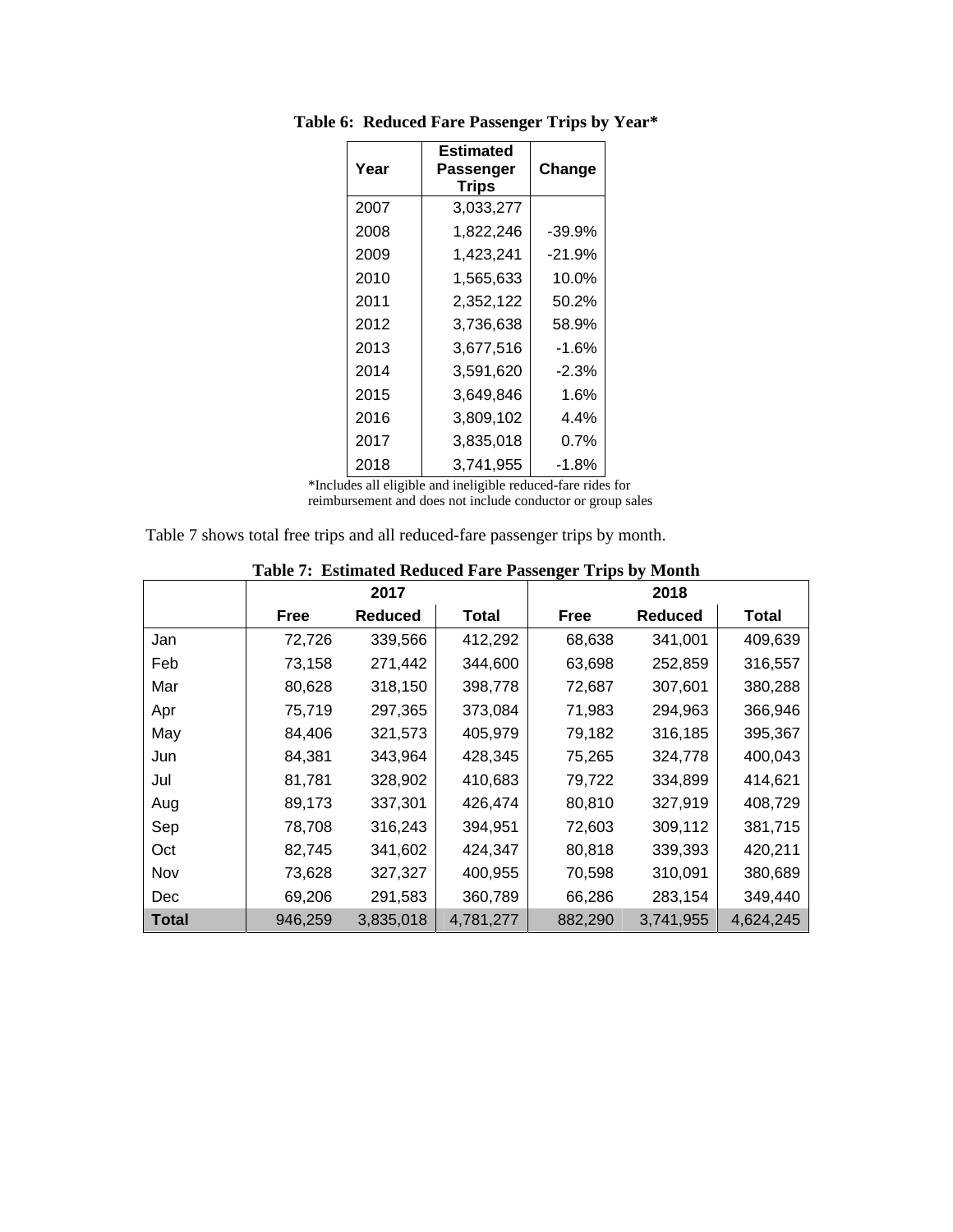**Table 6: Reduced Fare Passenger Trips by Year***

| Year | Estimated Passenger Trips | Change |
|---|---|---|
| 2007 | 3,033,277 | |
| 2008 | 1,822,246 | -39.9% |
| 2009 | 1,423,241 | -21.9% |
| 2010 | 1,565,633 | 10.0% |
| 2011 | 2,352,122 | 50.2% |
| 2012 | 3,736,638 | 58.9% |
| 2013 | 3,677,516 | -1.6% |
| 2014 | 3,591,620 | -2.3% |
| 2015 | 3,649,846 | 1.6% |
| 2016 | 3,809,102 | 4.4% |
| 2017 | 3,835,018 | 0.7% |
| 2018 | 3,741,955 | -1.8% |

*Includes all eligible and ineligible reduced-fare rides for reimbursement and does not include conductor or group sales

Table 7 shows total free trips and all reduced-fare passenger trips by month.

**Table 7: Estimated Reduced Fare Passenger Trips by Month**

| | 2017 | | | 2018 | | |
|---|---|---|---|---|---|---|
| | **Free** | **Reduced** | **Total** | **Free** | **Reduced** | **Total** |
| Jan | 72,726 | 339,566 | 412,292 | 68,638 | 341,001 | 409,639 |
| Feb | 73,158 | 271,442 | 344,600 | 63,698 | 252,859 | 316,557 |
| Mar | 80,628 | 318,150 | 398,778 | 72,687 | 307,601 | 380,288 |
| Apr | 75,719 | 297,365 | 373,084 | 71,983 | 294,963 | 366,946 |
| May | 84,406 | 321,573 | 405,979 | 79,182 | 316,185 | 395,367 |
| Jun | 84,381 | 343,964 | 428,345 | 75,265 | 324,778 | 400,043 |
| Jul | 81,781 | 328,902 | 410,683 | 79,722 | 334,899 | 414,621 |
| Aug | 89,173 | 337,301 | 426,474 | 80,810 | 327,919 | 408,729 |
| Sep | 78,708 | 316,243 | 394,951 | 72,603 | 309,112 | 381,715 |
| Oct | 82,745 | 341,602 | 424,347 | 80,818 | 339,393 | 420,211 |
| Nov | 73,628 | 327,327 | 400,955 | 70,598 | 310,091 | 380,689 |
| Dec | 69,206 | 291,583 | 360,789 | 66,286 | 283,154 | 349,440 |
| **Total** | 946,259 | 3,835,018 | 4,781,277 | 882,290 | 3,741,955 | 4,624,245 |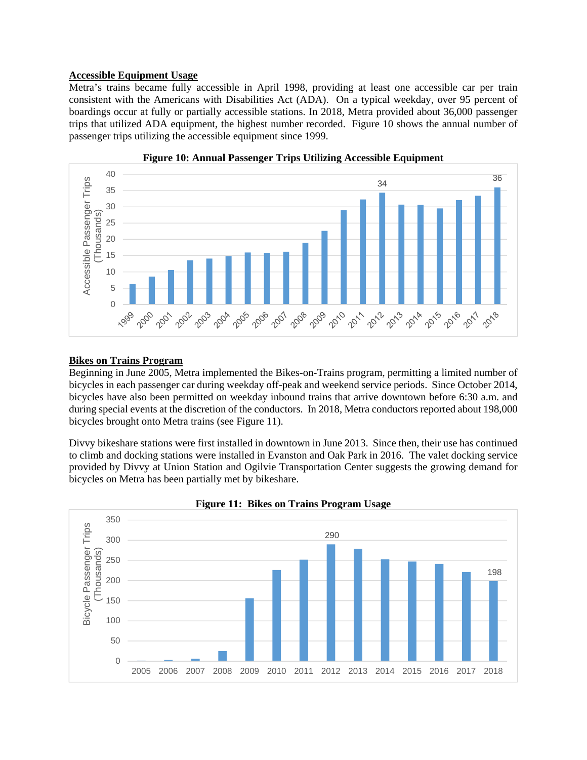**Accessible Equipment Usage**

Metra's trains became fully accessible in April 1998, providing at least one accessible car per train consistent with the Americans with Disabilities Act (ADA). On a typical weekday, over 95 percent of boardings occur at fully or partially accessible stations. In 2018, Metra provided about 36,000 passenger trips that utilized ADA equipment, the highest number recorded. Figure 10 shows the annual number of passenger trips utilizing the accessible equipment since 1999.

**Figure 10: Annual Passenger Trips Utilizing Accessible Equipment**

**Bikes on Trains Program**

Beginning in June 2005, Metra implemented the Bikes-on-Trains program, permitting a limited number of bicycles in each passenger car during weekday off-peak and weekend service periods. Since October 2014, bicycles have also been permitted on weekday inbound trains that arrive downtown before 6:30 a.m. and during special events at the discretion of the conductors. In 2018, Metra conductors reported about 198,000 bicycles brought onto Metra trains (see Figure 11).

Divvy bikeshare stations were first installed in downtown in June 2013. Since then, their use has continued to climb and docking stations were installed in Evanston and Oak Park in 2016. The valet docking service provided by Divvy at Union Station and Ogilvie Transportation Center suggests the growing demand for bicycles on Metra has been partially met by bikeshare.

**Figure 11: Bikes on Trains Program Usage**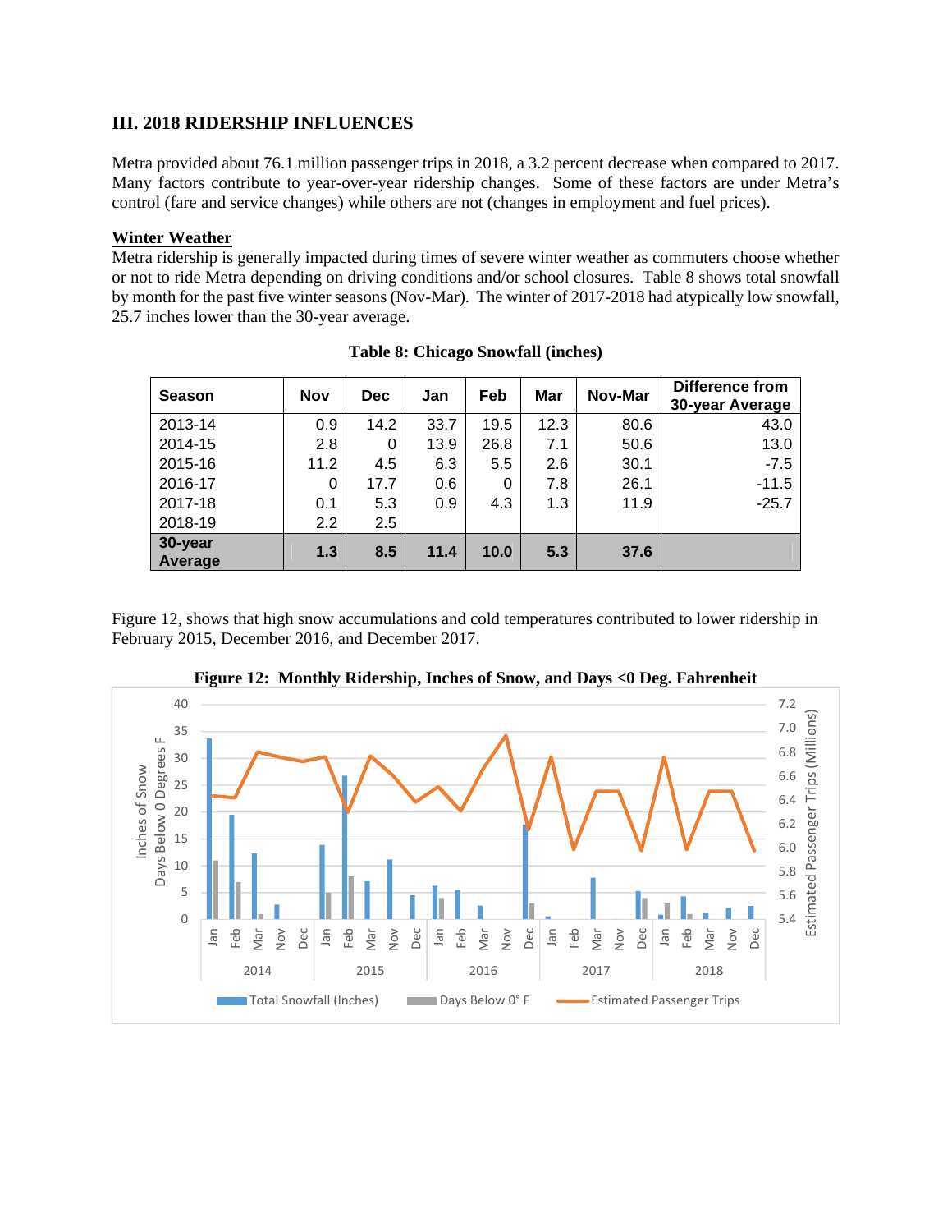## III. 2018 RIDERSHIP INFLUENCES

Metra provided about 76.1 million passenger trips in 2018, a 3.2 percent decrease when compared to 2017. Many factors contribute to year-over-year ridership changes. Some of these factors are under Metra's control (fare and service changes) while others are not (changes in employment and fuel prices).

### Winter Weather

Metra ridership is generally impacted during times of severe winter weather as commuters choose whether or not to ride Metra depending on driving conditions and/or school closures. Table 8 shows total snowfall by month for the past five winter seasons (Nov-Mar). The winter of 2017-2018 had atypically low snowfall, 25.7 inches lower than the 30-year average.

**Table 8: Chicago Snowfall (inches)**

| Season | Nov | Dec | Jan | Feb | Mar | Nov-Mar | Difference from 30-year Average |
|---|---|---|---|---|---|---|---|
| 2013-14 | 0.9 | 14.2 | 33.7 | 19.5 | 12.3 | 80.6 | 43.0 |
| 2014-15 | 2.8 | 0 | 13.9 | 26.8 | 7.1 | 50.6 | 13.0 |
| 2015-16 | 11.2 | 4.5 | 6.3 | 5.5 | 2.6 | 30.1 | -7.5 |
| 2016-17 | 0 | 17.7 | 0.6 | 0 | 7.8 | 26.1 | -11.5 |
| 2017-18 | 0.1 | 5.3 | 0.9 | 4.3 | 1.3 | 11.9 | -25.7 |
| 2018-19 | 2.2 | 2.5 | | | | | |
| **30-year Average** | **1.3** | **8.5** | **11.4** | **10.0** | **5.3** | **37.6** | |

Figure 12, shows that high snow accumulations and cold temperatures contributed to lower ridership in February 2015, December 2016, and December 2017.

**Figure 12: Monthly Ridership, Inches of Snow, and Days <0 Deg. Fahrenheit**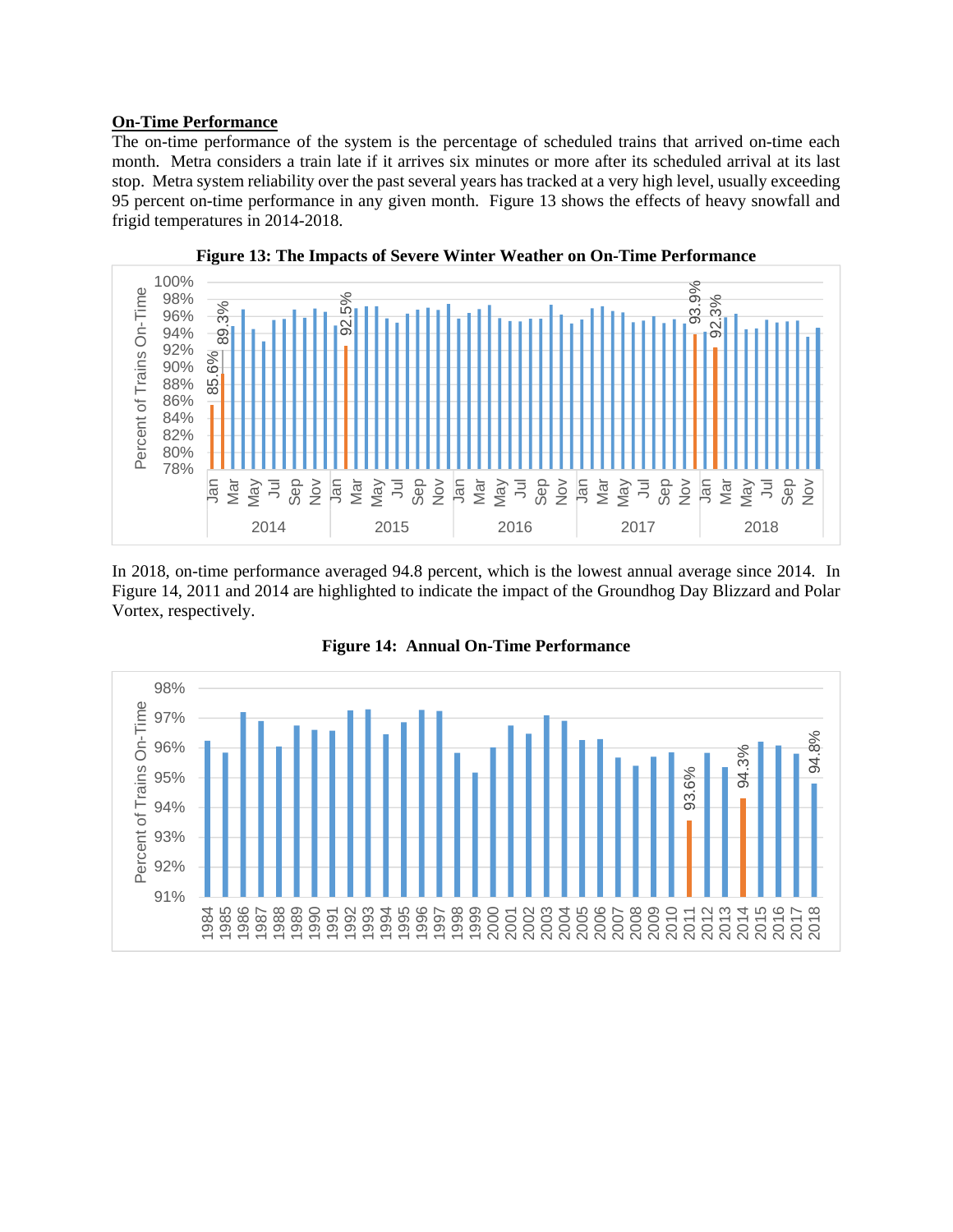**On-Time Performance**

The on-time performance of the system is the percentage of scheduled trains that arrived on-time each month. Metra considers a train late if it arrives six minutes or more after its scheduled arrival at its last stop. Metra system reliability over the past several years has tracked at a very high level, usually exceeding 95 percent on-time performance in any given month. Figure 13 shows the effects of heavy snowfall and frigid temperatures in 2014-2018.

**Figure 13: The Impacts of Severe Winter Weather on On-Time Performance**

In 2018, on-time performance averaged 94.8 percent, which is the lowest annual average since 2014. In Figure 14, 2011 and 2014 are highlighted to indicate the impact of the Groundhog Day Blizzard and Polar Vortex, respectively.

**Figure 14: Annual On-Time Performance**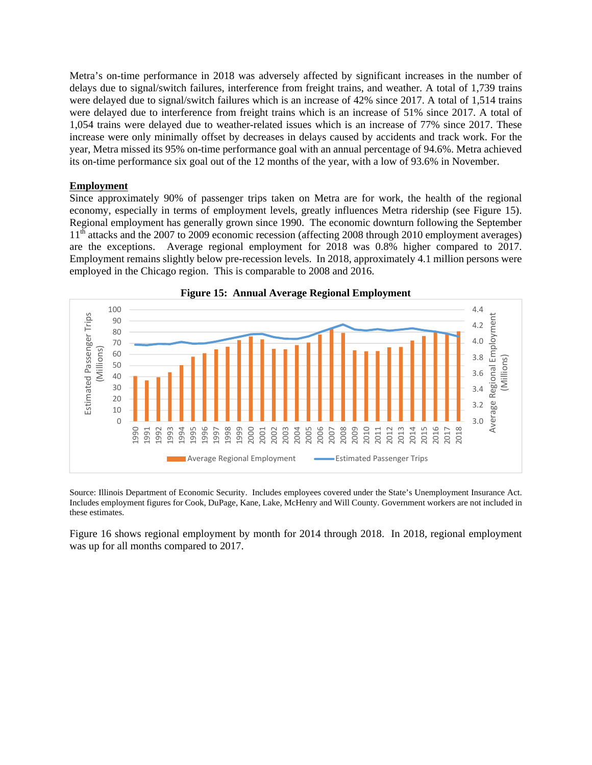Metra's on-time performance in 2018 was adversely affected by significant increases in the number of delays due to signal/switch failures, interference from freight trains, and weather. A total of 1,739 trains were delayed due to signal/switch failures which is an increase of 42% since 2017. A total of 1,514 trains were delayed due to interference from freight trains which is an increase of 51% since 2017. A total of 1,054 trains were delayed due to weather-related issues which is an increase of 77% since 2017. These increase were only minimally offset by decreases in delays caused by accidents and track work. For the year, Metra missed its 95% on-time performance goal with an annual percentage of 94.6%. Metra achieved its on-time performance six goal out of the 12 months of the year, with a low of 93.6% in November.

**Employment**

Since approximately 90% of passenger trips taken on Metra are for work, the health of the regional economy, especially in terms of employment levels, greatly influences Metra ridership (see Figure 15). Regional employment has generally grown since 1990. The economic downturn following the September 11th attacks and the 2007 to 2009 economic recession (affecting 2008 through 2010 employment averages) are the exceptions. Average regional employment for 2018 was 0.8% higher compared to 2017. Employment remains slightly below pre-recession levels. In 2018, approximately 4.1 million persons were employed in the Chicago region. This is comparable to 2008 and 2016.

**Figure 15: Annual Average Regional Employment**

Source: Illinois Department of Economic Security. Includes employees covered under the State's Unemployment Insurance Act. Includes employment figures for Cook, DuPage, Kane, Lake, McHenry and Will County. Government workers are not included in these estimates.

Figure 16 shows regional employment by month for 2014 through 2018. In 2018, regional employment was up for all months compared to 2017.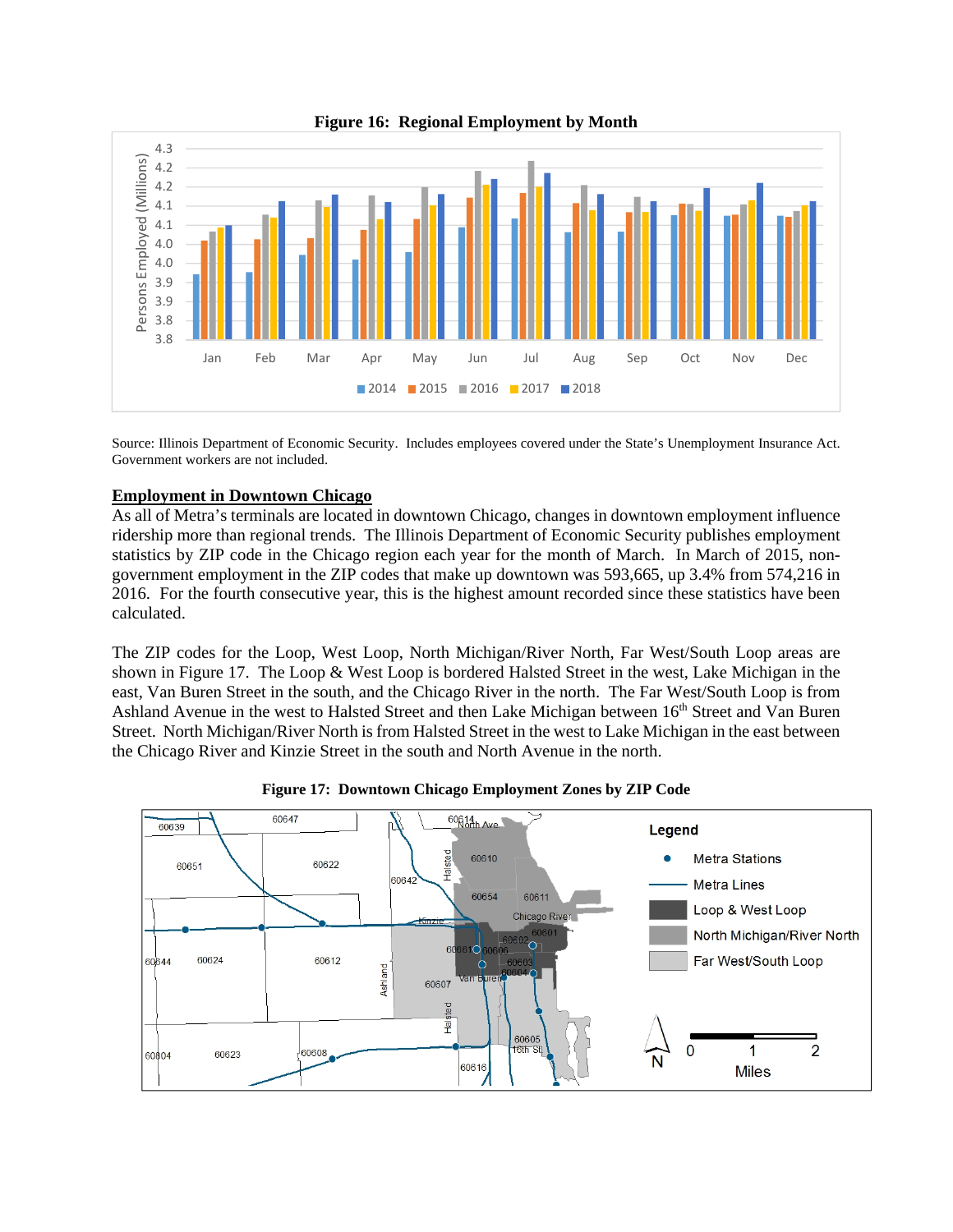**Figure 16: Regional Employment by Month**

Source: Illinois Department of Economic Security. Includes employees covered under the State's Unemployment Insurance Act. Government workers are not included.

## Employment in Downtown Chicago

As all of Metra's terminals are located in downtown Chicago, changes in downtown employment influence ridership more than regional trends. The Illinois Department of Economic Security publishes employment statistics by ZIP code in the Chicago region each year for the month of March. In March of 2015, non-government employment in the ZIP codes that make up downtown was 593,665, up 3.4% from 574,216 in 2016. For the fourth consecutive year, this is the highest amount recorded since these statistics have been calculated.

The ZIP codes for the Loop, West Loop, North Michigan/River North, Far West/South Loop areas are shown in Figure 17. The Loop & West Loop is bordered Halsted Street in the west, Lake Michigan in the east, Van Buren Street in the south, and the Chicago River in the north. The Far West/South Loop is from Ashland Avenue in the west to Halsted Street and then Lake Michigan between 16th Street and Van Buren Street. North Michigan/River North is from Halsted Street in the west to Lake Michigan in the east between the Chicago River and Kinzie Street in the south and North Avenue in the north.

**Figure 17: Downtown Chicago Employment Zones by ZIP Code**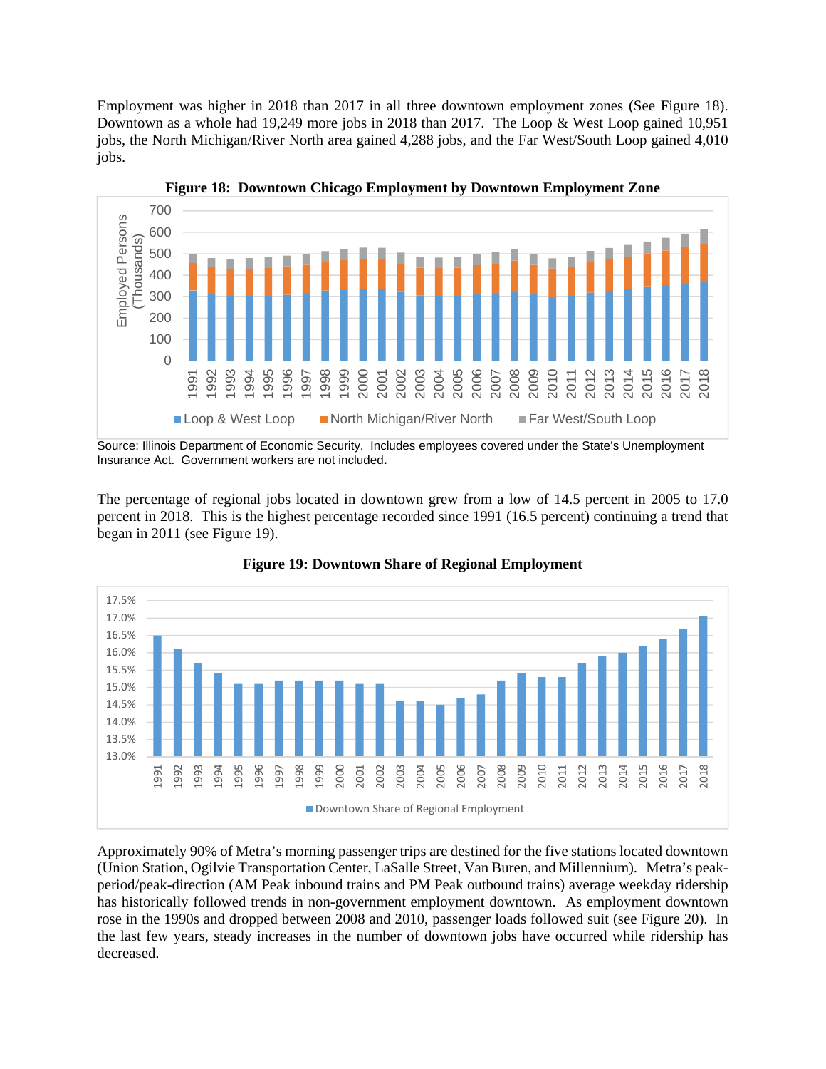Employment was higher in 2018 than 2017 in all three downtown employment zones (See Figure 18). Downtown as a whole had 19,249 more jobs in 2018 than 2017. The Loop & West Loop gained 10,951 jobs, the North Michigan/River North area gained 4,288 jobs, and the Far West/South Loop gained 4,010 jobs.

**Figure 18: Downtown Chicago Employment by Downtown Employment Zone**

Source: Illinois Department of Economic Security. Includes employees covered under the State's Unemployment Insurance Act. Government workers are not included.

The percentage of regional jobs located in downtown grew from a low of 14.5 percent in 2005 to 17.0 percent in 2018. This is the highest percentage recorded since 1991 (16.5 percent) continuing a trend that began in 2011 (see Figure 19).

**Figure 19: Downtown Share of Regional Employment**

Approximately 90% of Metra's morning passenger trips are destined for the five stations located downtown (Union Station, Ogilvie Transportation Center, LaSalle Street, Van Buren, and Millennium). Metra's peak-period/peak-direction (AM Peak inbound trains and PM Peak outbound trains) average weekday ridership has historically followed trends in non-government employment downtown. As employment downtown rose in the 1990s and dropped between 2008 and 2010, passenger loads followed suit (see Figure 20). In the last few years, steady increases in the number of downtown jobs have occurred while ridership has decreased.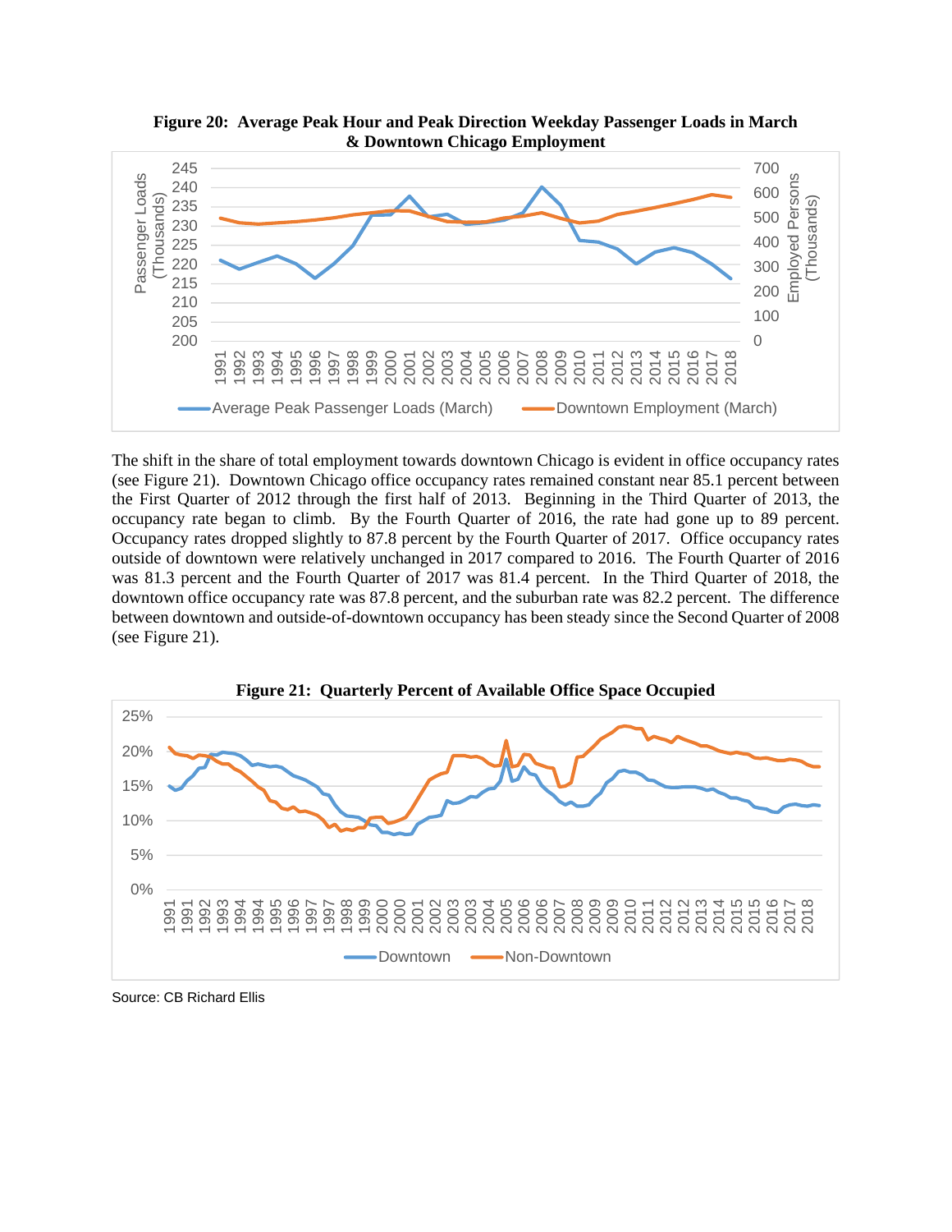**Figure 20: Average Peak Hour and Peak Direction Weekday Passenger Loads in March & Downtown Chicago Employment**

The shift in the share of total employment towards downtown Chicago is evident in office occupancy rates (see Figure 21). Downtown Chicago office occupancy rates remained constant near 85.1 percent between the First Quarter of 2012 through the first half of 2013. Beginning in the Third Quarter of 2013, the occupancy rate began to climb. By the Fourth Quarter of 2016, the rate had gone up to 89 percent. Occupancy rates dropped slightly to 87.8 percent by the Fourth Quarter of 2017. Office occupancy rates outside of downtown were relatively unchanged in 2017 compared to 2016. The Fourth Quarter of 2016 was 81.3 percent and the Fourth Quarter of 2017 was 81.4 percent. In the Third Quarter of 2018, the downtown office occupancy rate was 87.8 percent, and the suburban rate was 82.2 percent. The difference between downtown and outside-of-downtown occupancy has been steady since the Second Quarter of 2008 (see Figure 21).

**Figure 21: Quarterly Percent of Available Office Space Occupied**

Source: CB Richard Ellis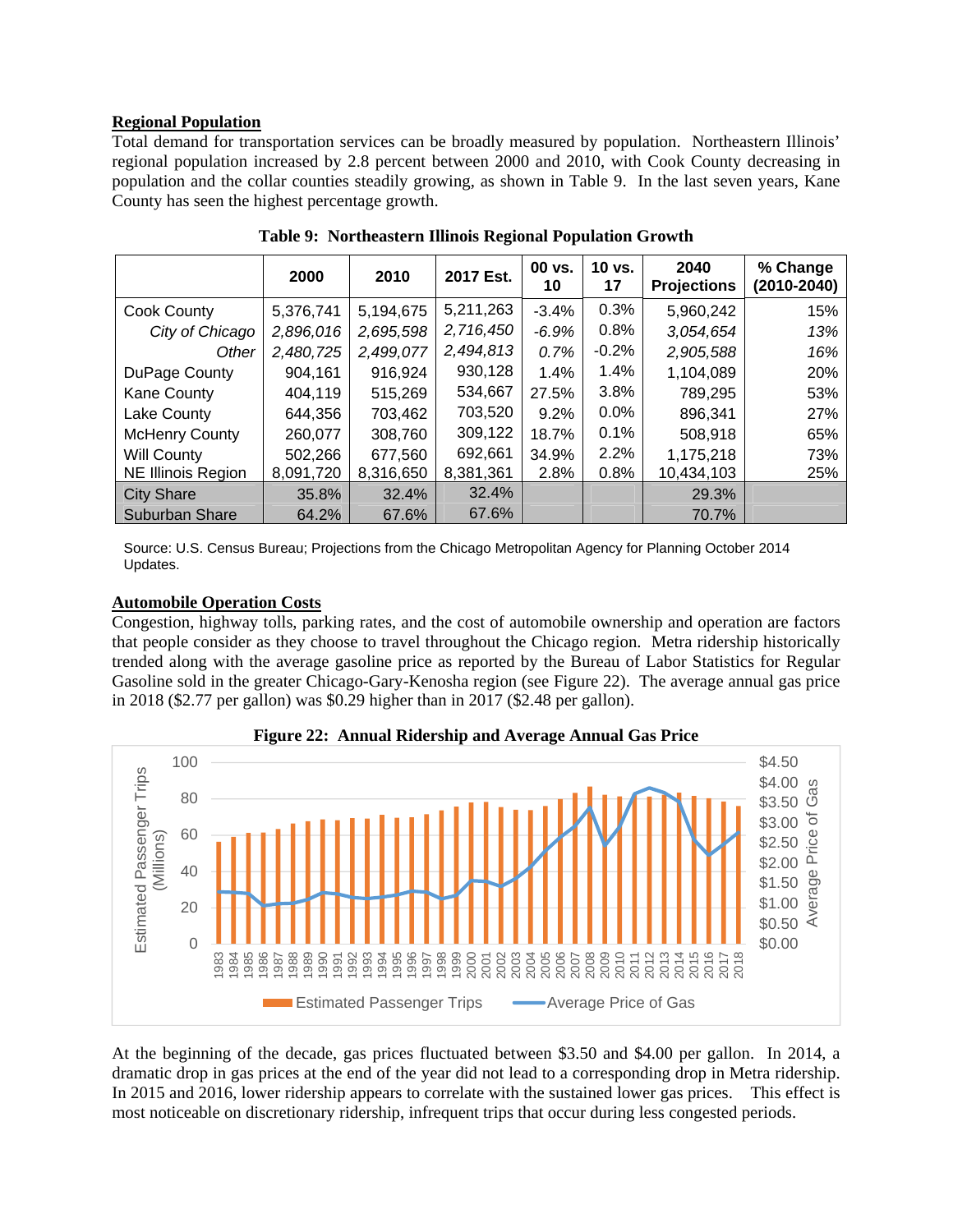**Regional Population**

Total demand for transportation services can be broadly measured by population. Northeastern Illinois' regional population increased by 2.8 percent between 2000 and 2010, with Cook County decreasing in population and the collar counties steadily growing, as shown in Table 9. In the last seven years, Kane County has seen the highest percentage growth.

**Table 9: Northeastern Illinois Regional Population Growth**

| | 2000 | 2010 | 2017 Est. | 00 vs. 10 | 10 vs. 17 | 2040 Projections | % Change (2010-2040) |
|---|---|---|---|---|---|---|---|
| Cook County | 5,376,741 | 5,194,675 | 5,211,263 | -3.4% | 0.3% | 5,960,242 | 15% |
| *City of Chicago* | *2,896,016* | *2,695,598* | *2,716,450* | *-6.9%* | 0.8% | *3,054,654* | *13%* |
| *Other* | *2,480,725* | *2,499,077* | *2,494,813* | *0.7%* | -0.2% | *2,905,588* | *16%* |
| DuPage County | 904,161 | 916,924 | 930,128 | 1.4% | 1.4% | 1,104,089 | 20% |
| Kane County | 404,119 | 515,269 | 534,667 | 27.5% | 3.8% | 789,295 | 53% |
| Lake County | 644,356 | 703,462 | 703,520 | 9.2% | 0.0% | 896,341 | 27% |
| McHenry County | 260,077 | 308,760 | 309,122 | 18.7% | 0.1% | 508,918 | 65% |
| Will County | 502,266 | 677,560 | 692,661 | 34.9% | 2.2% | 1,175,218 | 73% |
| NE Illinois Region | 8,091,720 | 8,316,650 | 8,381,361 | 2.8% | 0.8% | 10,434,103 | 25% |
| City Share | 35.8% | 32.4% | 32.4% | | | 29.3% | |
| Suburban Share | 64.2% | 67.6% | 67.6% | | | 70.7% | |

Source: U.S. Census Bureau; Projections from the Chicago Metropolitan Agency for Planning October 2014 Updates.

**Automobile Operation Costs**

Congestion, highway tolls, parking rates, and the cost of automobile ownership and operation are factors that people consider as they choose to travel throughout the Chicago region. Metra ridership historically trended along with the average gasoline price as reported by the Bureau of Labor Statistics for Regular Gasoline sold in the greater Chicago-Gary-Kenosha region (see Figure 22). The average annual gas price in 2018 ($2.77 per gallon) was $0.29 higher than in 2017 ($2.48 per gallon).

**Figure 22: Annual Ridership and Average Annual Gas Price**

At the beginning of the decade, gas prices fluctuated between $3.50 and $4.00 per gallon. In 2014, a dramatic drop in gas prices at the end of the year did not lead to a corresponding drop in Metra ridership. In 2015 and 2016, lower ridership appears to correlate with the sustained lower gas prices. This effect is most noticeable on discretionary ridership, infrequent trips that occur during less congested periods.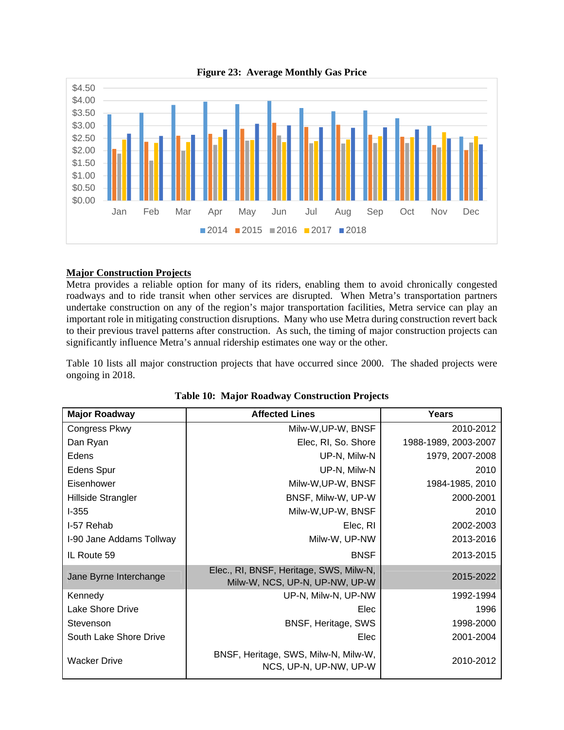**Figure 23: Average Monthly Gas Price**

## Major Construction Projects

Metra provides a reliable option for many of its riders, enabling them to avoid chronically congested roadways and to ride transit when other services are disrupted. When Metra's transportation partners undertake construction on any of the region's major transportation facilities, Metra service can play an important role in mitigating construction disruptions. Many who use Metra during construction revert back to their previous travel patterns after construction. As such, the timing of major construction projects can significantly influence Metra's annual ridership estimates one way or the other.

Table 10 lists all major construction projects that have occurred since 2000. The shaded projects were ongoing in 2018.

**Table 10: Major Roadway Construction Projects**

| Major Roadway | Affected Lines | Years |
|---|---|---|
| Congress Pkwy | Milw-W,UP-W, BNSF | 2010-2012 |
| Dan Ryan | Elec, RI, So. Shore | 1988-1989, 2003-2007 |
| Edens | UP-N, Milw-N | 1979, 2007-2008 |
| Edens Spur | UP-N, Milw-N | 2010 |
| Eisenhower | Milw-W,UP-W, BNSF | 1984-1985, 2010 |
| Hillside Strangler | BNSF, Milw-W, UP-W | 2000-2001 |
| I-355 | Milw-W,UP-W, BNSF | 2010 |
| I-57 Rehab | Elec, RI | 2002-2003 |
| I-90 Jane Addams Tollway | Milw-W, UP-NW | 2013-2016 |
| IL Route 59 | BNSF | 2013-2015 |
| Jane Byrne Interchange | Elec., RI, BNSF, Heritage, SWS, Milw-N, Milw-W, NCS, UP-N, UP-NW, UP-W | 2015-2022 |
| Kennedy | UP-N, Milw-N, UP-NW | 1992-1994 |
| Lake Shore Drive | Elec | 1996 |
| Stevenson | BNSF, Heritage, SWS | 1998-2000 |
| South Lake Shore Drive | Elec | 2001-2004 |
| Wacker Drive | BNSF, Heritage, SWS, Milw-N, Milw-W, NCS, UP-N, UP-NW, UP-W | 2010-2012 |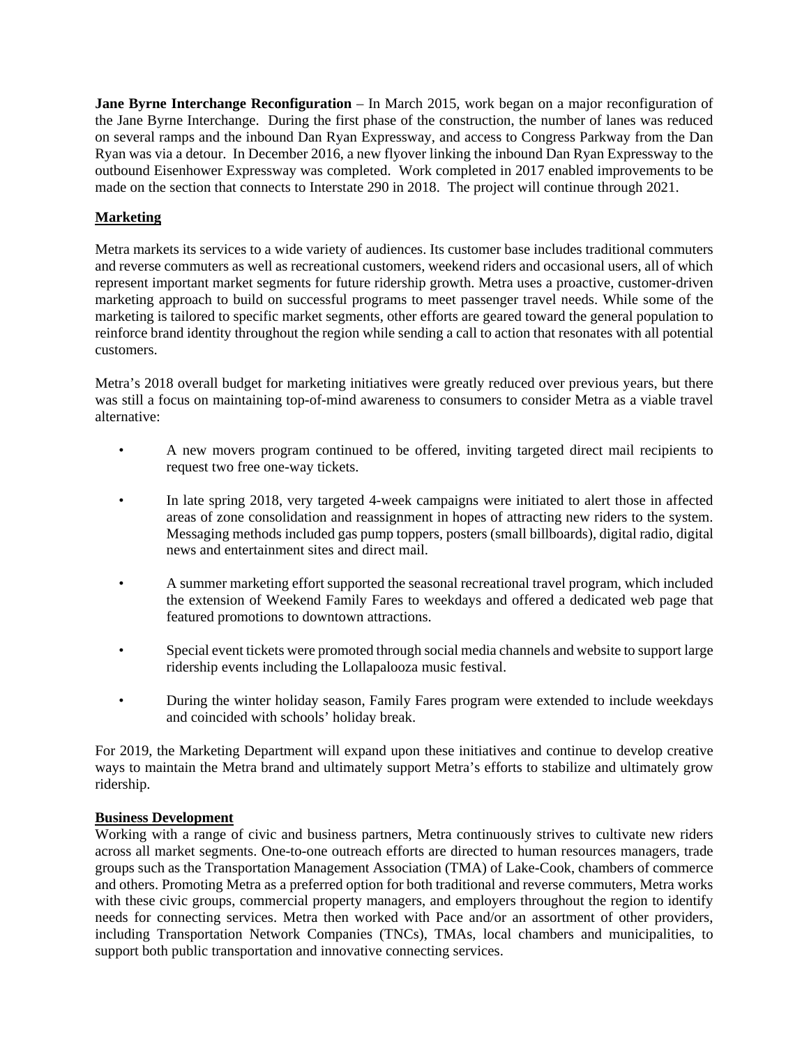**Jane Byrne Interchange Reconfiguration** – In March 2015, work began on a major reconfiguration of the Jane Byrne Interchange. During the first phase of the construction, the number of lanes was reduced on several ramps and the inbound Dan Ryan Expressway, and access to Congress Parkway from the Dan Ryan was via a detour. In December 2016, a new flyover linking the inbound Dan Ryan Expressway to the outbound Eisenhower Expressway was completed. Work completed in 2017 enabled improvements to be made on the section that connects to Interstate 290 in 2018. The project will continue through 2021.

## Marketing

Metra markets its services to a wide variety of audiences. Its customer base includes traditional commuters and reverse commuters as well as recreational customers, weekend riders and occasional users, all of which represent important market segments for future ridership growth. Metra uses a proactive, customer-driven marketing approach to build on successful programs to meet passenger travel needs. While some of the marketing is tailored to specific market segments, other efforts are geared toward the general population to reinforce brand identity throughout the region while sending a call to action that resonates with all potential customers.

Metra's 2018 overall budget for marketing initiatives were greatly reduced over previous years, but there was still a focus on maintaining top-of-mind awareness to consumers to consider Metra as a viable travel alternative:

- A new movers program continued to be offered, inviting targeted direct mail recipients to request two free one-way tickets.
- In late spring 2018, very targeted 4-week campaigns were initiated to alert those in affected areas of zone consolidation and reassignment in hopes of attracting new riders to the system. Messaging methods included gas pump toppers, posters (small billboards), digital radio, digital news and entertainment sites and direct mail.
- A summer marketing effort supported the seasonal recreational travel program, which included the extension of Weekend Family Fares to weekdays and offered a dedicated web page that featured promotions to downtown attractions.
- Special event tickets were promoted through social media channels and website to support large ridership events including the Lollapalooza music festival.
- During the winter holiday season, Family Fares program were extended to include weekdays and coincided with schools' holiday break.

For 2019, the Marketing Department will expand upon these initiatives and continue to develop creative ways to maintain the Metra brand and ultimately support Metra's efforts to stabilize and ultimately grow ridership.

## Business Development

Working with a range of civic and business partners, Metra continuously strives to cultivate new riders across all market segments. One-to-one outreach efforts are directed to human resources managers, trade groups such as the Transportation Management Association (TMA) of Lake-Cook, chambers of commerce and others. Promoting Metra as a preferred option for both traditional and reverse commuters, Metra works with these civic groups, commercial property managers, and employers throughout the region to identify needs for connecting services. Metra then worked with Pace and/or an assortment of other providers, including Transportation Network Companies (TNCs), TMAs, local chambers and municipalities, to support both public transportation and innovative connecting services.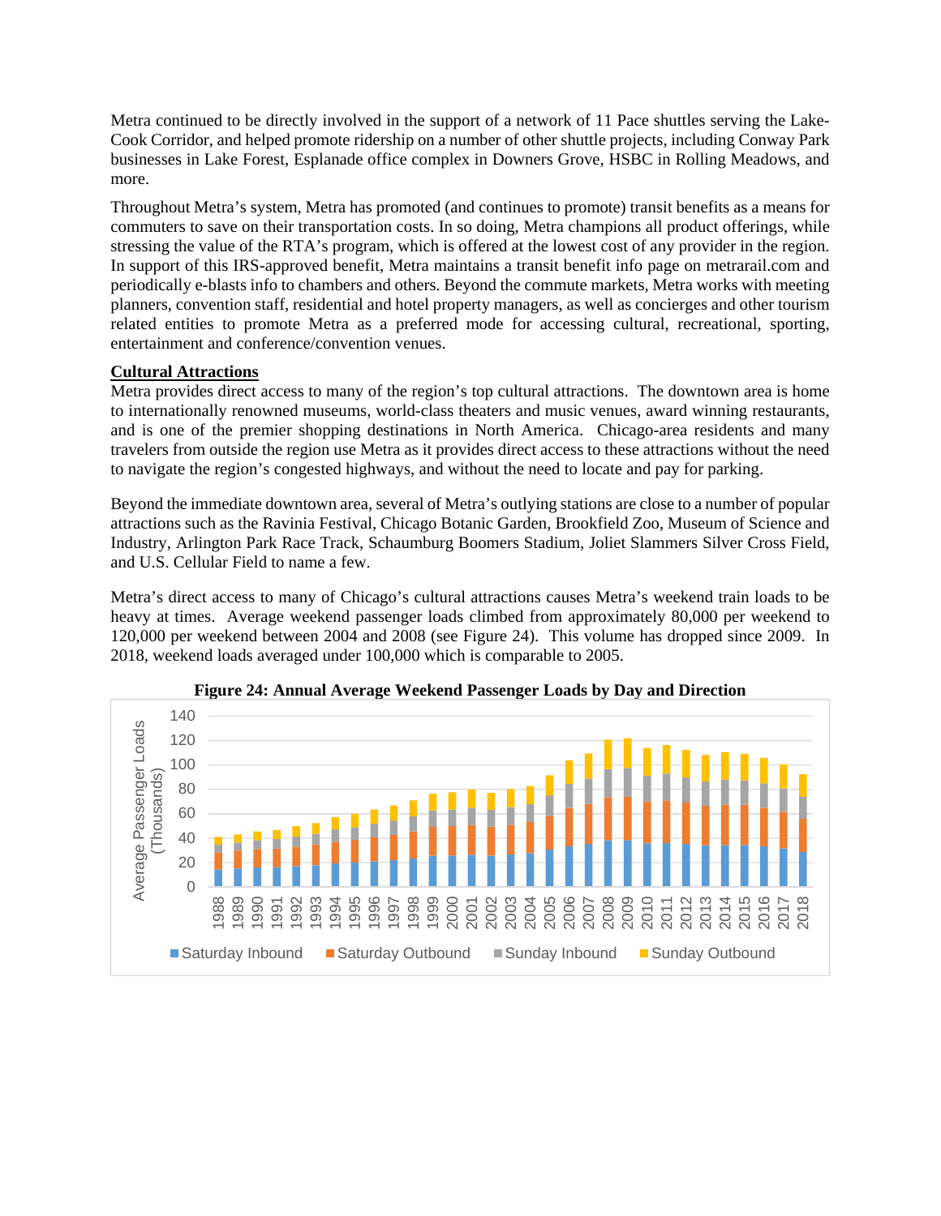Metra continued to be directly involved in the support of a network of 11 Pace shuttles serving the Lake-Cook Corridor, and helped promote ridership on a number of other shuttle projects, including Conway Park businesses in Lake Forest, Esplanade office complex in Downers Grove, HSBC in Rolling Meadows, and more.

Throughout Metra's system, Metra has promoted (and continues to promote) transit benefits as a means for commuters to save on their transportation costs. In so doing, Metra champions all product offerings, while stressing the value of the RTA's program, which is offered at the lowest cost of any provider in the region. In support of this IRS-approved benefit, Metra maintains a transit benefit info page on metrarail.com and periodically e-blasts info to chambers and others. Beyond the commute markets, Metra works with meeting planners, convention staff, residential and hotel property managers, as well as concierges and other tourism related entities to promote Metra as a preferred mode for accessing cultural, recreational, sporting, entertainment and conference/convention venues.

**Cultural Attractions**

Metra provides direct access to many of the region's top cultural attractions. The downtown area is home to internationally renowned museums, world-class theaters and music venues, award winning restaurants, and is one of the premier shopping destinations in North America. Chicago-area residents and many travelers from outside the region use Metra as it provides direct access to these attractions without the need to navigate the region's congested highways, and without the need to locate and pay for parking.

Beyond the immediate downtown area, several of Metra's outlying stations are close to a number of popular attractions such as the Ravinia Festival, Chicago Botanic Garden, Brookfield Zoo, Museum of Science and Industry, Arlington Park Race Track, Schaumburg Boomers Stadium, Joliet Slammers Silver Cross Field, and U.S. Cellular Field to name a few.

Metra's direct access to many of Chicago's cultural attractions causes Metra's weekend train loads to be heavy at times. Average weekend passenger loads climbed from approximately 80,000 per weekend to 120,000 per weekend between 2004 and 2008 (see Figure 24). This volume has dropped since 2009. In 2018, weekend loads averaged under 100,000 which is comparable to 2005.

**Figure 24: Annual Average Weekend Passenger Loads by Day and Direction**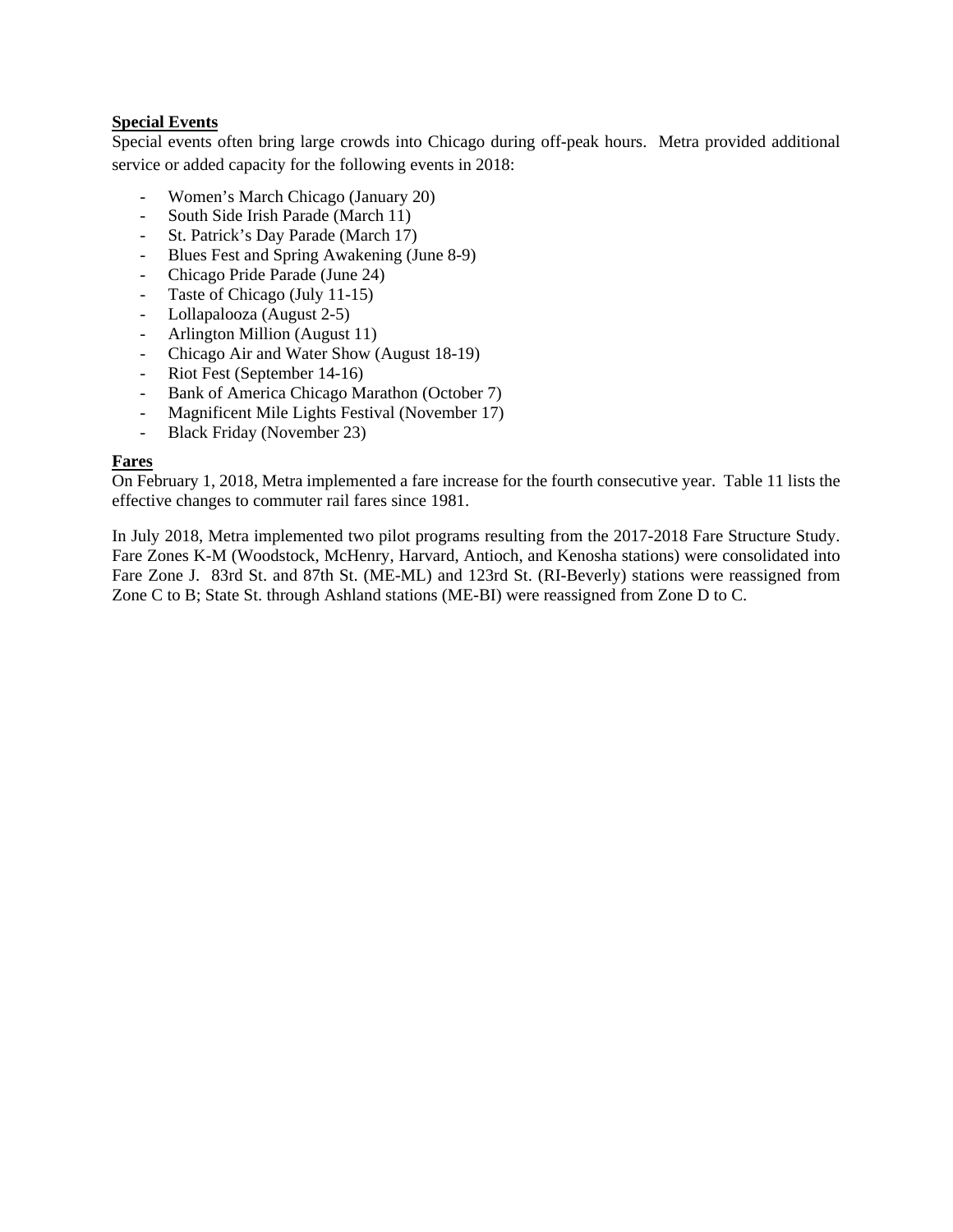**Special Events**

Special events often bring large crowds into Chicago during off-peak hours. Metra provided additional service or added capacity for the following events in 2018:

- Women's March Chicago (January 20)
- South Side Irish Parade (March 11)
- St. Patrick's Day Parade (March 17)
- Blues Fest and Spring Awakening (June 8-9)
- Chicago Pride Parade (June 24)
- Taste of Chicago (July 11-15)
- Lollapalooza (August 2-5)
- Arlington Million (August 11)
- Chicago Air and Water Show (August 18-19)
- Riot Fest (September 14-16)
- Bank of America Chicago Marathon (October 7)
- Magnificent Mile Lights Festival (November 17)
- Black Friday (November 23)

**Fares**

On February 1, 2018, Metra implemented a fare increase for the fourth consecutive year. Table 11 lists the effective changes to commuter rail fares since 1981.

In July 2018, Metra implemented two pilot programs resulting from the 2017-2018 Fare Structure Study. Fare Zones K-M (Woodstock, McHenry, Harvard, Antioch, and Kenosha stations) were consolidated into Fare Zone J. 83rd St. and 87th St. (ME-ML) and 123rd St. (RI-Beverly) stations were reassigned from Zone C to B; State St. through Ashland stations (ME-BI) were reassigned from Zone D to C.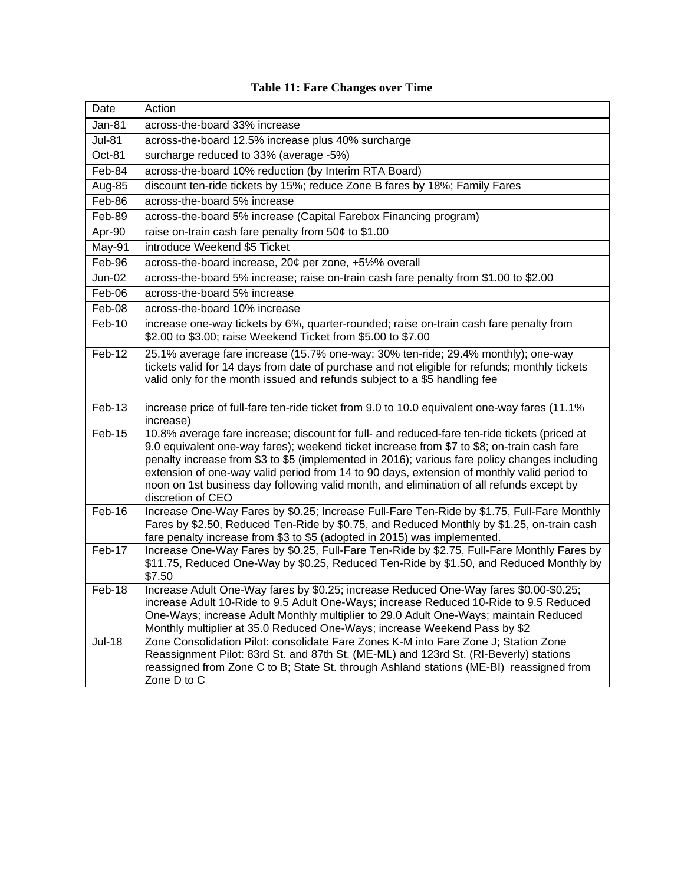**Table 11: Fare Changes over Time**

| Date | Action |
|---|---|
| Jan-81 | across-the-board 33% increase |
| Jul-81 | across-the-board 12.5% increase plus 40% surcharge |
| Oct-81 | surcharge reduced to 33% (average -5%) |
| Feb-84 | across-the-board 10% reduction (by Interim RTA Board) |
| Aug-85 | discount ten-ride tickets by 15%; reduce Zone B fares by 18%; Family Fares |
| Feb-86 | across-the-board 5% increase |
| Feb-89 | across-the-board 5% increase (Capital Farebox Financing program) |
| Apr-90 | raise on-train cash fare penalty from 50¢ to $1.00 |
| May-91 | introduce Weekend $5 Ticket |
| Feb-96 | across-the-board increase, 20¢ per zone, +5½% overall |
| Jun-02 | across-the-board 5% increase; raise on-train cash fare penalty from $1.00 to $2.00 |
| Feb-06 | across-the-board 5% increase |
| Feb-08 | across-the-board 10% increase |
| Feb-10 | increase one-way tickets by 6%, quarter-rounded; raise on-train cash fare penalty from $2.00 to $3.00; raise Weekend Ticket from $5.00 to $7.00 |
| Feb-12 | 25.1% average fare increase (15.7% one-way; 30% ten-ride; 29.4% monthly); one-way tickets valid for 14 days from date of purchase and not eligible for refunds; monthly tickets valid only for the month issued and refunds subject to a $5 handling fee |
| Feb-13 | increase price of full-fare ten-ride ticket from 9.0 to 10.0 equivalent one-way fares (11.1% increase) |
| Feb-15 | 10.8% average fare increase; discount for full- and reduced-fare ten-ride tickets (priced at 9.0 equivalent one-way fares); weekend ticket increase from $7 to $8; on-train cash fare penalty increase from $3 to $5 (implemented in 2016); various fare policy changes including extension of one-way valid period from 14 to 90 days, extension of monthly valid period to noon on 1st business day following valid month, and elimination of all refunds except by discretion of CEO |
| Feb-16 | Increase One-Way Fares by $0.25; Increase Full-Fare Ten-Ride by $1.75, Full-Fare Monthly Fares by $2.50, Reduced Ten-Ride by $0.75, and Reduced Monthly by $1.25, on-train cash fare penalty increase from $3 to $5 (adopted in 2015) was implemented. |
| Feb-17 | Increase One-Way Fares by $0.25, Full-Fare Ten-Ride by $2.75, Full-Fare Monthly Fares by $11.75, Reduced One-Way by $0.25, Reduced Ten-Ride by $1.50, and Reduced Monthly by $7.50 |
| Feb-18 | Increase Adult One-Way fares by $0.25; increase Reduced One-Way fares $0.00-$0.25; increase Adult 10-Ride to 9.5 Adult One-Ways; increase Reduced 10-Ride to 9.5 Reduced One-Ways; increase Adult Monthly multiplier to 29.0 Adult One-Ways; maintain Reduced Monthly multiplier at 35.0 Reduced One-Ways; increase Weekend Pass by $2 |
| Jul-18 | Zone Consolidation Pilot: consolidate Fare Zones K-M into Fare Zone J; Station Zone Reassignment Pilot: 83rd St. and 87th St. (ME-ML) and 123rd St. (RI-Beverly) stations reassigned from Zone C to B; State St. through Ashland stations (ME-BI) reassigned from Zone D to C |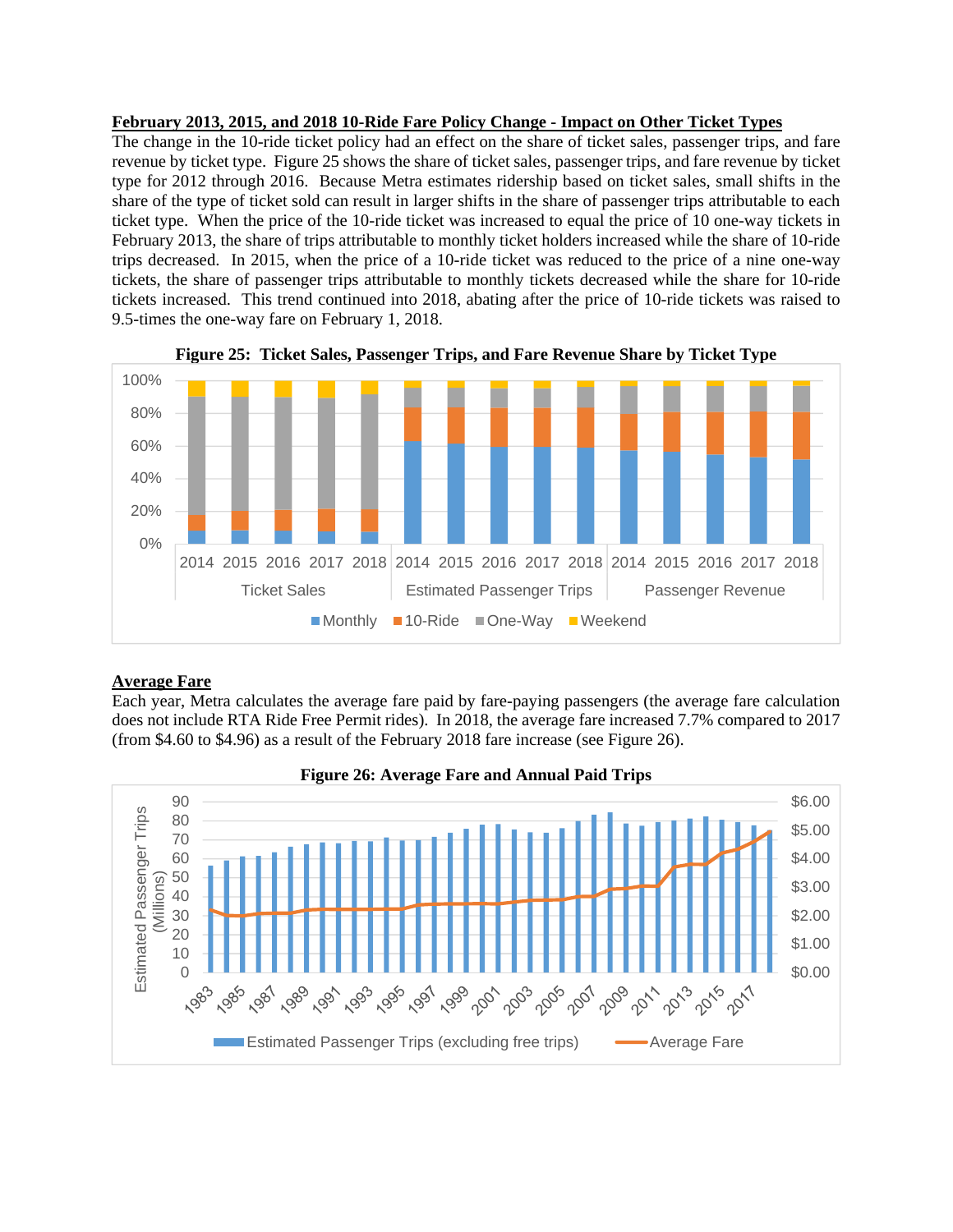**February 2013, 2015, and 2018 10-Ride Fare Policy Change - Impact on Other Ticket Types**

The change in the 10-ride ticket policy had an effect on the share of ticket sales, passenger trips, and fare revenue by ticket type. Figure 25 shows the share of ticket sales, passenger trips, and fare revenue by ticket type for 2012 through 2016. Because Metra estimates ridership based on ticket sales, small shifts in the share of the type of ticket sold can result in larger shifts in the share of passenger trips attributable to each ticket type. When the price of the 10-ride ticket was increased to equal the price of 10 one-way tickets in February 2013, the share of trips attributable to monthly ticket holders increased while the share of 10-ride trips decreased. In 2015, when the price of a 10-ride ticket was reduced to the price of a nine one-way tickets, the share of passenger trips attributable to monthly tickets decreased while the share for 10-ride tickets increased. This trend continued into 2018, abating after the price of 10-ride tickets was raised to 9.5-times the one-way fare on February 1, 2018.

**Figure 25: Ticket Sales, Passenger Trips, and Fare Revenue Share by Ticket Type**

**Average Fare**

Each year, Metra calculates the average fare paid by fare-paying passengers (the average fare calculation does not include RTA Ride Free Permit rides). In 2018, the average fare increased 7.7% compared to 2017 (from $4.60 to $4.96) as a result of the February 2018 fare increase (see Figure 26).

**Figure 26: Average Fare and Annual Paid Trips**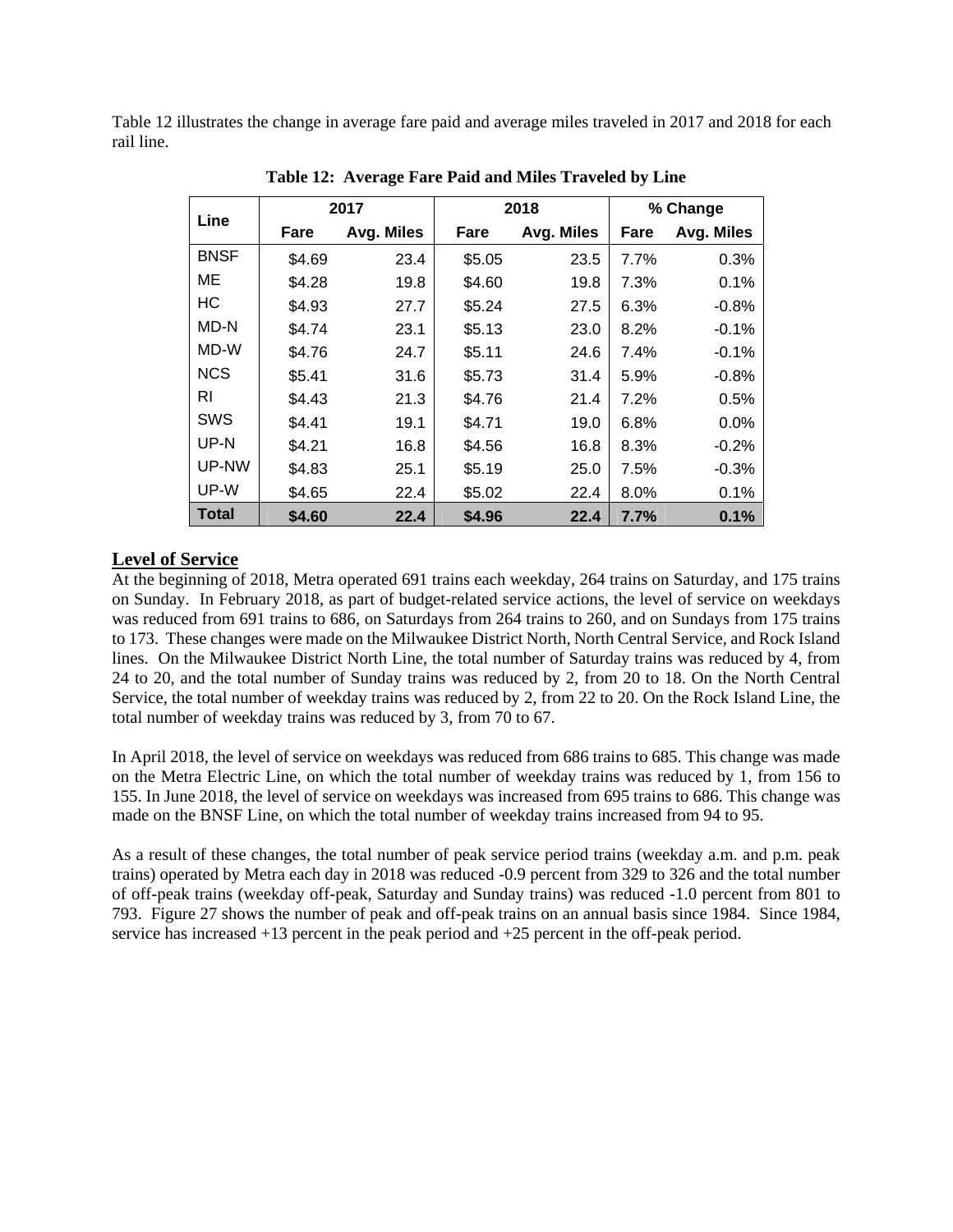Table 12 illustrates the change in average fare paid and average miles traveled in 2017 and 2018 for each rail line.

**Table 12: Average Fare Paid and Miles Traveled by Line**

| Line | 2017 | | 2018 | | % Change | |
|---|---|---|---|---|---|---|
| | Fare | Avg. Miles | Fare | Avg. Miles | Fare | Avg. Miles |
| BNSF | $4.69 | 23.4 | $5.05 | 23.5 | 7.7% | 0.3% |
| ME | $4.28 | 19.8 | $4.60 | 19.8 | 7.3% | 0.1% |
| HC | $4.93 | 27.7 | $5.24 | 27.5 | 6.3% | -0.8% |
| MD-N | $4.74 | 23.1 | $5.13 | 23.0 | 8.2% | -0.1% |
| MD-W | $4.76 | 24.7 | $5.11 | 24.6 | 7.4% | -0.1% |
| NCS | $5.41 | 31.6 | $5.73 | 31.4 | 5.9% | -0.8% |
| RI | $4.43 | 21.3 | $4.76 | 21.4 | 7.2% | 0.5% |
| SWS | $4.41 | 19.1 | $4.71 | 19.0 | 6.8% | 0.0% |
| UP-N | $4.21 | 16.8 | $4.56 | 16.8 | 8.3% | -0.2% |
| UP-NW | $4.83 | 25.1 | $5.19 | 25.0 | 7.5% | -0.3% |
| UP-W | $4.65 | 22.4 | $5.02 | 22.4 | 8.0% | 0.1% |
| **Total** | **$4.60** | **22.4** | **$4.96** | **22.4** | **7.7%** | **0.1%** |

## Level of Service

At the beginning of 2018, Metra operated 691 trains each weekday, 264 trains on Saturday, and 175 trains on Sunday. In February 2018, as part of budget-related service actions, the level of service on weekdays was reduced from 691 trains to 686, on Saturdays from 264 trains to 260, and on Sundays from 175 trains to 173. These changes were made on the Milwaukee District North, North Central Service, and Rock Island lines. On the Milwaukee District North Line, the total number of Saturday trains was reduced by 4, from 24 to 20, and the total number of Sunday trains was reduced by 2, from 20 to 18. On the North Central Service, the total number of weekday trains was reduced by 2, from 22 to 20. On the Rock Island Line, the total number of weekday trains was reduced by 3, from 70 to 67.

In April 2018, the level of service on weekdays was reduced from 686 trains to 685. This change was made on the Metra Electric Line, on which the total number of weekday trains was reduced by 1, from 156 to 155. In June 2018, the level of service on weekdays was increased from 695 trains to 686. This change was made on the BNSF Line, on which the total number of weekday trains increased from 94 to 95.

As a result of these changes, the total number of peak service period trains (weekday a.m. and p.m. peak trains) operated by Metra each day in 2018 was reduced -0.9 percent from 329 to 326 and the total number of off-peak trains (weekday off-peak, Saturday and Sunday trains) was reduced -1.0 percent from 801 to 793. Figure 27 shows the number of peak and off-peak trains on an annual basis since 1984. Since 1984, service has increased +13 percent in the peak period and +25 percent in the off-peak period.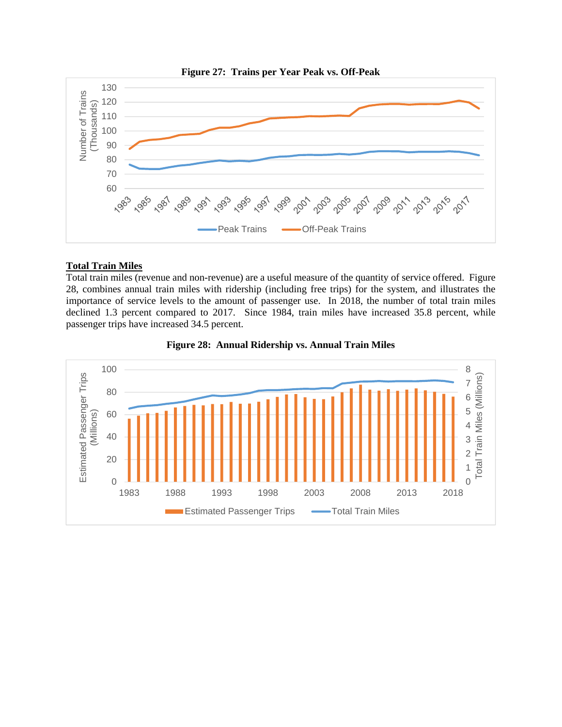**Figure 27: Trains per Year Peak vs. Off-Peak**

**Total Train Miles**

Total train miles (revenue and non-revenue) are a useful measure of the quantity of service offered. Figure 28, combines annual train miles with ridership (including free trips) for the system, and illustrates the importance of service levels to the amount of passenger use. In 2018, the number of total train miles declined 1.3 percent compared to 2017. Since 1984, train miles have increased 35.8 percent, while passenger trips have increased 34.5 percent.

**Figure 28: Annual Ridership vs. Annual Train Miles**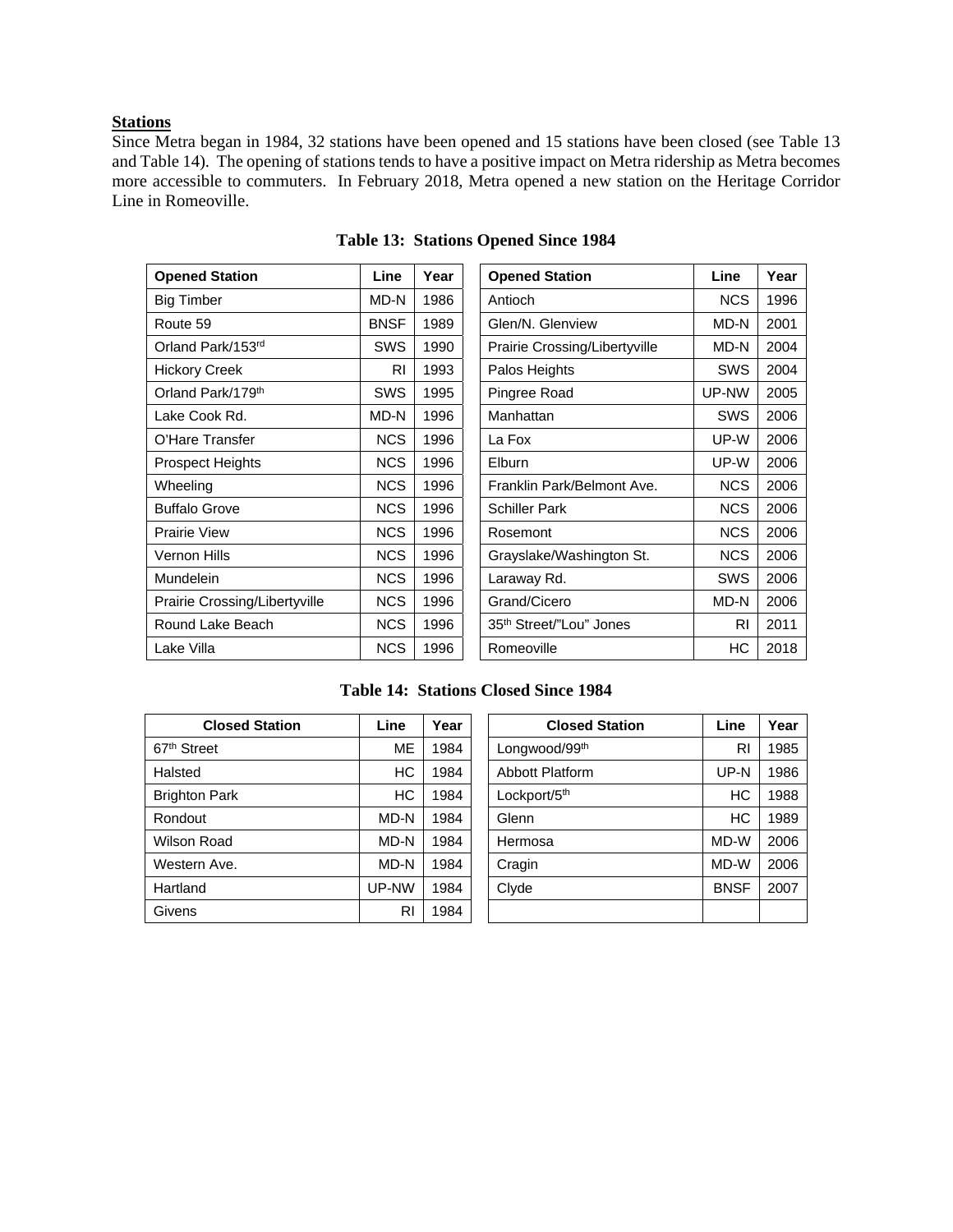## Stations

Since Metra began in 1984, 32 stations have been opened and 15 stations have been closed (see Table 13 and Table 14). The opening of stations tends to have a positive impact on Metra ridership as Metra becomes more accessible to commuters. In February 2018, Metra opened a new station on the Heritage Corridor Line in Romeoville.

**Table 13: Stations Opened Since 1984**

| Opened Station | Line | Year | Opened Station | Line | Year |
|---|---|---|---|---|---|
| Big Timber | MD-N | 1986 | Antioch | NCS | 1996 |
| Route 59 | BNSF | 1989 | Glen/N. Glenview | MD-N | 2001 |
| Orland Park/153rd | SWS | 1990 | Prairie Crossing/Libertyville | MD-N | 2004 |
| Hickory Creek | RI | 1993 | Palos Heights | SWS | 2004 |
| Orland Park/179th | SWS | 1995 | Pingree Road | UP-NW | 2005 |
| Lake Cook Rd. | MD-N | 1996 | Manhattan | SWS | 2006 |
| O'Hare Transfer | NCS | 1996 | La Fox | UP-W | 2006 |
| Prospect Heights | NCS | 1996 | Elburn | UP-W | 2006 |
| Wheeling | NCS | 1996 | Franklin Park/Belmont Ave. | NCS | 2006 |
| Buffalo Grove | NCS | 1996 | Schiller Park | NCS | 2006 |
| Prairie View | NCS | 1996 | Rosemont | NCS | 2006 |
| Vernon Hills | NCS | 1996 | Grayslake/Washington St. | NCS | 2006 |
| Mundelein | NCS | 1996 | Laraway Rd. | SWS | 2006 |
| Prairie Crossing/Libertyville | NCS | 1996 | Grand/Cicero | MD-N | 2006 |
| Round Lake Beach | NCS | 1996 | 35th Street/"Lou" Jones | RI | 2011 |
| Lake Villa | NCS | 1996 | Romeoville | HC | 2018 |

**Table 14: Stations Closed Since 1984**

| Closed Station | Line | Year | Closed Station | Line | Year |
|---|---|---|---|---|---|
| 67th Street | ME | 1984 | Longwood/99th | RI | 1985 |
| Halsted | HC | 1984 | Abbott Platform | UP-N | 1986 |
| Brighton Park | HC | 1984 | Lockport/5th | HC | 1988 |
| Rondout | MD-N | 1984 | Glenn | HC | 1989 |
| Wilson Road | MD-N | 1984 | Hermosa | MD-W | 2006 |
| Western Ave. | MD-N | 1984 | Cragin | MD-W | 2006 |
| Hartland | UP-NW | 1984 | Clyde | BNSF | 2007 |
| Givens | RI | 1984 | | | |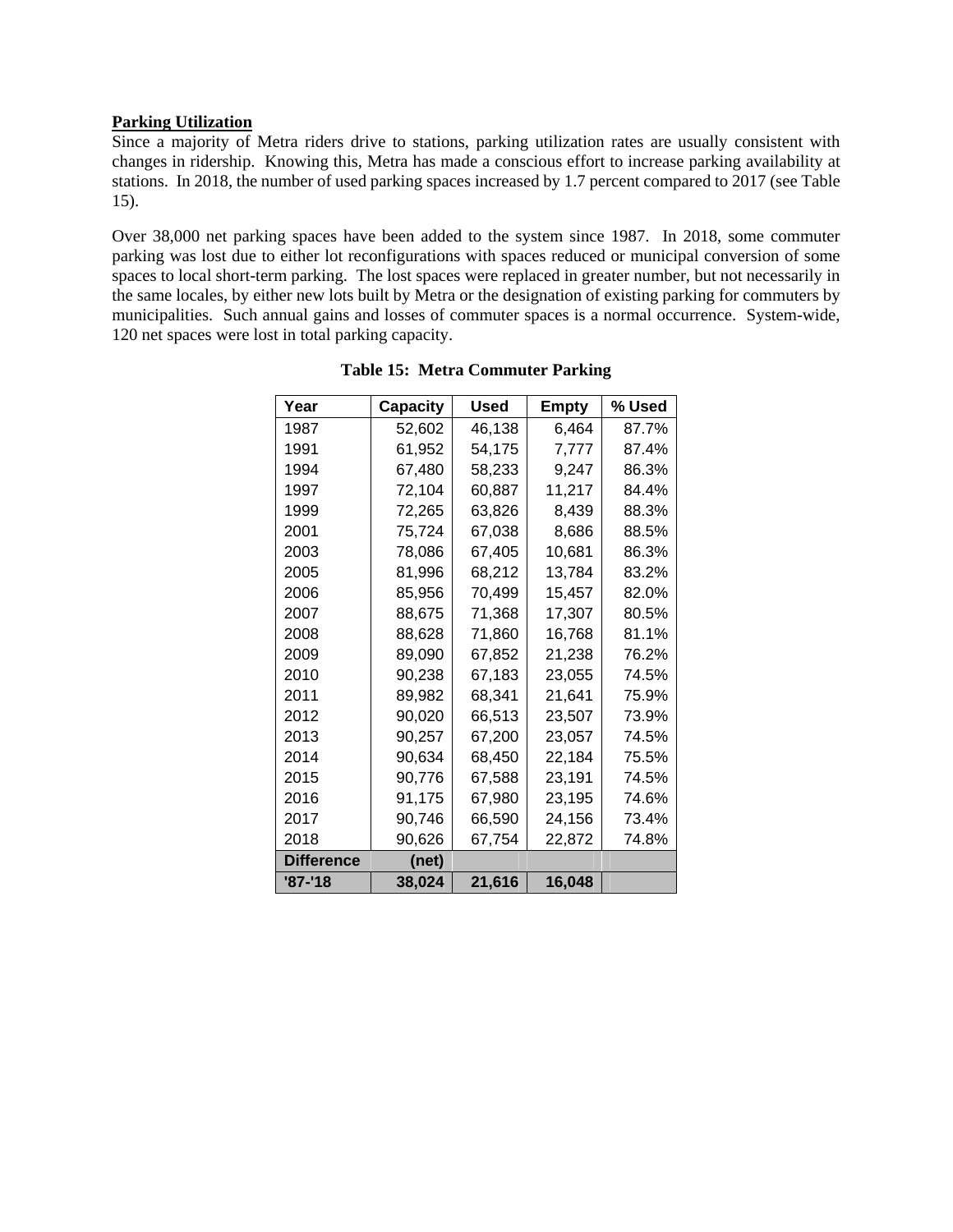**Parking Utilization**

Since a majority of Metra riders drive to stations, parking utilization rates are usually consistent with changes in ridership. Knowing this, Metra has made a conscious effort to increase parking availability at stations. In 2018, the number of used parking spaces increased by 1.7 percent compared to 2017 (see Table 15).

Over 38,000 net parking spaces have been added to the system since 1987. In 2018, some commuter parking was lost due to either lot reconfigurations with spaces reduced or municipal conversion of some spaces to local short-term parking. The lost spaces were replaced in greater number, but not necessarily in the same locales, by either new lots built by Metra or the designation of existing parking for commuters by municipalities. Such annual gains and losses of commuter spaces is a normal occurrence. System-wide, 120 net spaces were lost in total parking capacity.

**Table 15: Metra Commuter Parking**

| Year | Capacity | Used | Empty | % Used |
|---|---|---|---|---|
| 1987 | 52,602 | 46,138 | 6,464 | 87.7% |
| 1991 | 61,952 | 54,175 | 7,777 | 87.4% |
| 1994 | 67,480 | 58,233 | 9,247 | 86.3% |
| 1997 | 72,104 | 60,887 | 11,217 | 84.4% |
| 1999 | 72,265 | 63,826 | 8,439 | 88.3% |
| 2001 | 75,724 | 67,038 | 8,686 | 88.5% |
| 2003 | 78,086 | 67,405 | 10,681 | 86.3% |
| 2005 | 81,996 | 68,212 | 13,784 | 83.2% |
| 2006 | 85,956 | 70,499 | 15,457 | 82.0% |
| 2007 | 88,675 | 71,368 | 17,307 | 80.5% |
| 2008 | 88,628 | 71,860 | 16,768 | 81.1% |
| 2009 | 89,090 | 67,852 | 21,238 | 76.2% |
| 2010 | 90,238 | 67,183 | 23,055 | 74.5% |
| 2011 | 89,982 | 68,341 | 21,641 | 75.9% |
| 2012 | 90,020 | 66,513 | 23,507 | 73.9% |
| 2013 | 90,257 | 67,200 | 23,057 | 74.5% |
| 2014 | 90,634 | 68,450 | 22,184 | 75.5% |
| 2015 | 90,776 | 67,588 | 23,191 | 74.5% |
| 2016 | 91,175 | 67,980 | 23,195 | 74.6% |
| 2017 | 90,746 | 66,590 | 24,156 | 73.4% |
| 2018 | 90,626 | 67,754 | 22,872 | 74.8% |
| **Difference** | **(net)** | | | |
| **'87-'18** | **38,024** | **21,616** | **16,048** | |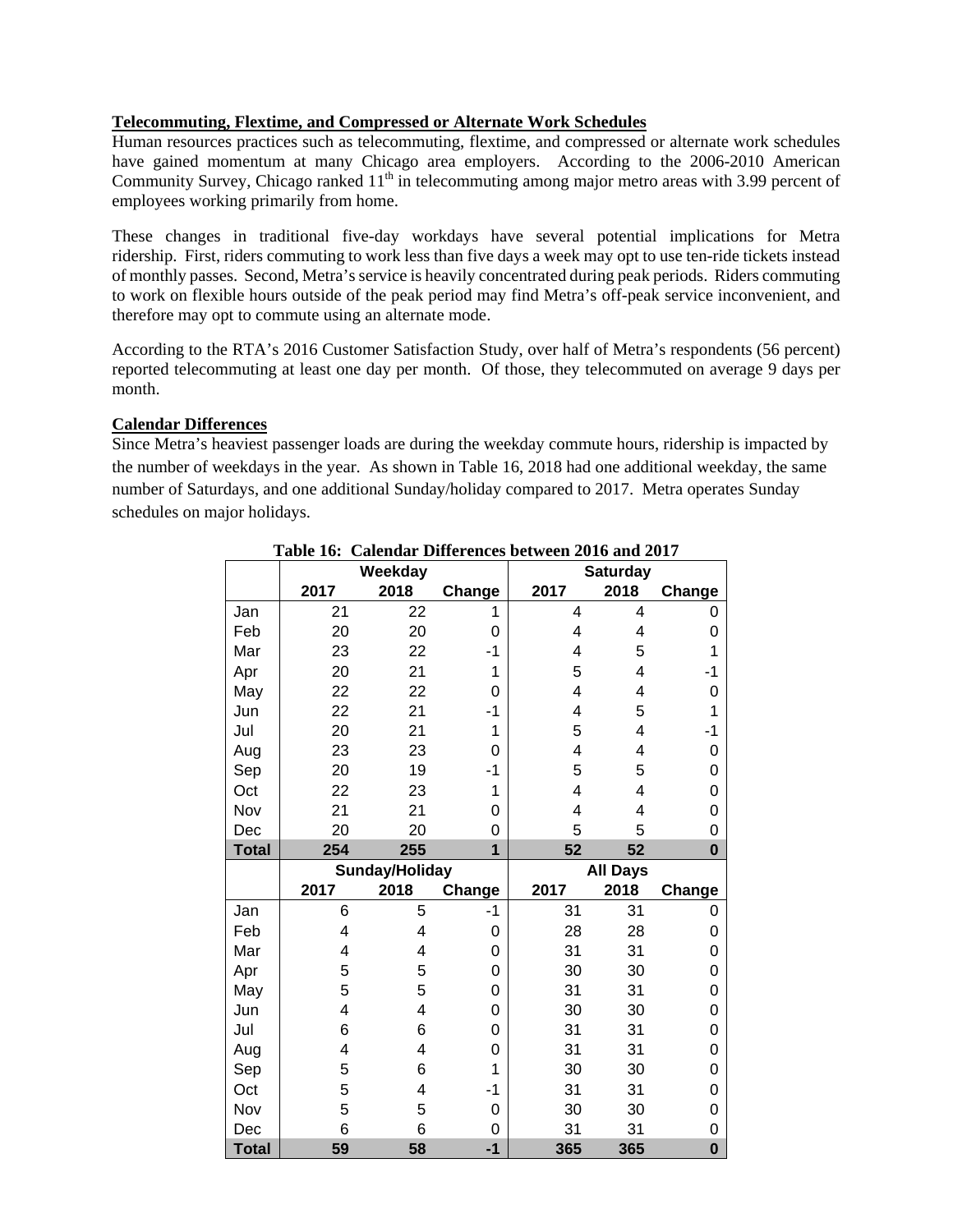**Telecommuting, Flextime, and Compressed or Alternate Work Schedules**

Human resources practices such as telecommuting, flextime, and compressed or alternate work schedules have gained momentum at many Chicago area employers. According to the 2006-2010 American Community Survey, Chicago ranked 11th in telecommuting among major metro areas with 3.99 percent of employees working primarily from home.

These changes in traditional five-day workdays have several potential implications for Metra ridership. First, riders commuting to work less than five days a week may opt to use ten-ride tickets instead of monthly passes. Second, Metra's service is heavily concentrated during peak periods. Riders commuting to work on flexible hours outside of the peak period may find Metra's off-peak service inconvenient, and therefore may opt to commute using an alternate mode.

According to the RTA's 2016 Customer Satisfaction Study, over half of Metra's respondents (56 percent) reported telecommuting at least one day per month. Of those, they telecommuted on average 9 days per month.

**Calendar Differences**

Since Metra's heaviest passenger loads are during the weekday commute hours, ridership is impacted by the number of weekdays in the year. As shown in Table 16, 2018 had one additional weekday, the same number of Saturdays, and one additional Sunday/holiday compared to 2017. Metra operates Sunday schedules on major holidays.

**Table 16: Calendar Differences between 2016 and 2017**

| | Weekday | | | Saturday | | |
|---|---|---|---|---|---|---|
| | 2017 | 2018 | Change | 2017 | 2018 | Change |
| Jan | 21 | 22 | 1 | 4 | 4 | 0 |
| Feb | 20 | 20 | 0 | 4 | 4 | 0 |
| Mar | 23 | 22 | -1 | 4 | 5 | 1 |
| Apr | 20 | 21 | 1 | 5 | 4 | -1 |
| May | 22 | 22 | 0 | 4 | 4 | 0 |
| Jun | 22 | 21 | -1 | 4 | 5 | 1 |
| Jul | 20 | 21 | 1 | 5 | 4 | -1 |
| Aug | 23 | 23 | 0 | 4 | 4 | 0 |
| Sep | 20 | 19 | -1 | 5 | 5 | 0 |
| Oct | 22 | 23 | 1 | 4 | 4 | 0 |
| Nov | 21 | 21 | 0 | 4 | 4 | 0 |
| Dec | 20 | 20 | 0 | 5 | 5 | 0 |
| **Total** | **254** | **255** | **1** | **52** | **52** | **0** |
| | **Sunday/Holiday** | | | **All Days** | | |
| | **2017** | **2018** | **Change** | **2017** | **2018** | **Change** |
| Jan | 6 | 5 | -1 | 31 | 31 | 0 |
| Feb | 4 | 4 | 0 | 28 | 28 | 0 |
| Mar | 4 | 4 | 0 | 31 | 31 | 0 |
| Apr | 5 | 5 | 0 | 30 | 30 | 0 |
| May | 5 | 5 | 0 | 31 | 31 | 0 |
| Jun | 4 | 4 | 0 | 30 | 30 | 0 |
| Jul | 6 | 6 | 0 | 31 | 31 | 0 |
| Aug | 4 | 4 | 0 | 31 | 31 | 0 |
| Sep | 5 | 6 | 1 | 30 | 30 | 0 |
| Oct | 5 | 4 | -1 | 31 | 31 | 0 |
| Nov | 5 | 5 | 0 | 30 | 30 | 0 |
| Dec | 6 | 6 | 0 | 31 | 31 | 0 |
| **Total** | **59** | **58** | **-1** | **365** | **365** | **0** |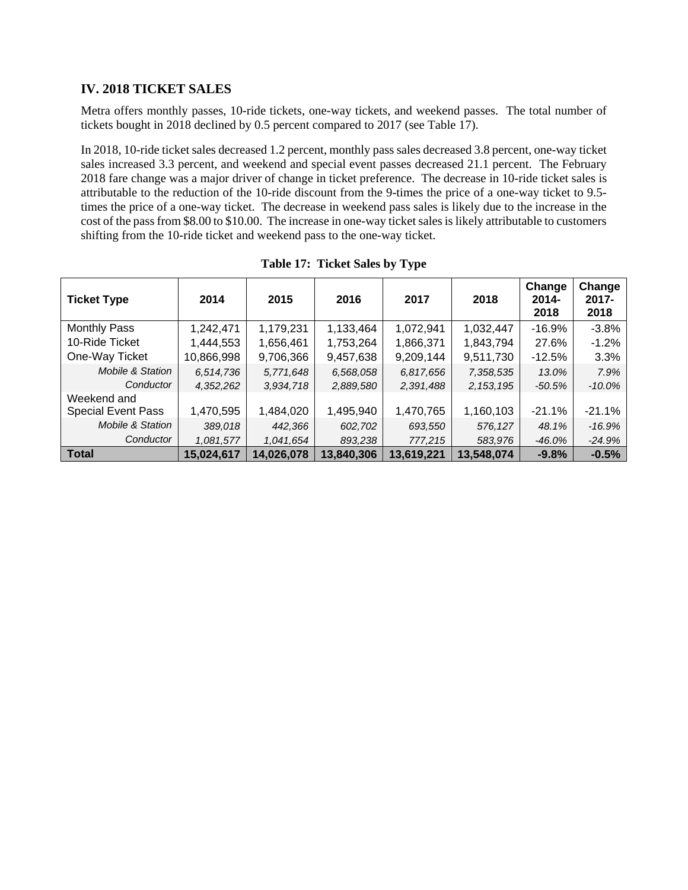## IV. 2018 TICKET SALES

Metra offers monthly passes, 10-ride tickets, one-way tickets, and weekend passes. The total number of tickets bought in 2018 declined by 0.5 percent compared to 2017 (see Table 17).

In 2018, 10-ride ticket sales decreased 1.2 percent, monthly pass sales decreased 3.8 percent, one-way ticket sales increased 3.3 percent, and weekend and special event passes decreased 21.1 percent. The February 2018 fare change was a major driver of change in ticket preference. The decrease in 10-ride ticket sales is attributable to the reduction of the 10-ride discount from the 9-times the price of a one-way ticket to 9.5-times the price of a one-way ticket. The decrease in weekend pass sales is likely due to the increase in the cost of the pass from $8.00 to $10.00. The increase in one-way ticket sales is likely attributable to customers shifting from the 10-ride ticket and weekend pass to the one-way ticket.

**Table 17: Ticket Sales by Type**

| Ticket Type | 2014 | 2015 | 2016 | 2017 | 2018 | Change 2014-2018 | Change 2017-2018 |
|---|---|---|---|---|---|---|---|
| Monthly Pass | 1,242,471 | 1,179,231 | 1,133,464 | 1,072,941 | 1,032,447 | -16.9% | -3.8% |
| 10-Ride Ticket | 1,444,553 | 1,656,461 | 1,753,264 | 1,866,371 | 1,843,794 | 27.6% | -1.2% |
| One-Way Ticket | 10,866,998 | 9,706,366 | 9,457,638 | 9,209,144 | 9,511,730 | -12.5% | 3.3% |
| *Mobile & Station* | *6,514,736* | *5,771,648* | *6,568,058* | *6,817,656* | *7,358,535* | *13.0%* | *7.9%* |
| *Conductor* | *4,352,262* | *3,934,718* | *2,889,580* | *2,391,488* | *2,153,195* | *-50.5%* | *-10.0%* |
| Weekend and Special Event Pass | 1,470,595 | 1,484,020 | 1,495,940 | 1,470,765 | 1,160,103 | -21.1% | -21.1% |
| *Mobile & Station* | *389,018* | *442,366* | *602,702* | *693,550* | *576,127* | *48.1%* | *-16.9%* |
| *Conductor* | *1,081,577* | *1,041,654* | *893,238* | *777,215* | *583,976* | *-46.0%* | *-24.9%* |
| **Total** | **15,024,617** | **14,026,078** | **13,840,306** | **13,619,221** | **13,548,074** | **-9.8%** | **-0.5%** |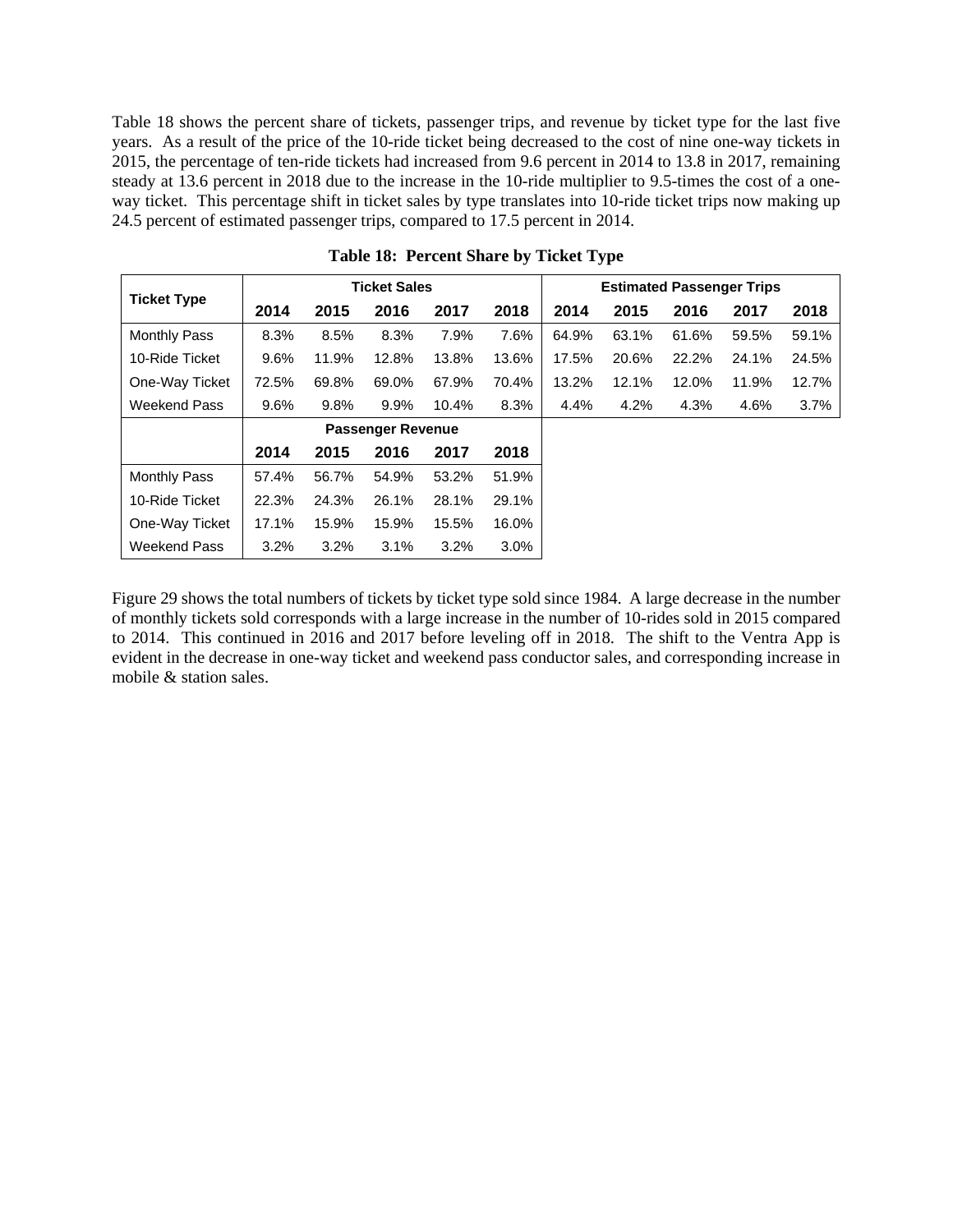Table 18 shows the percent share of tickets, passenger trips, and revenue by ticket type for the last five years. As a result of the price of the 10-ride ticket being decreased to the cost of nine one-way tickets in 2015, the percentage of ten-ride tickets had increased from 9.6 percent in 2014 to 13.8 in 2017, remaining steady at 13.6 percent in 2018 due to the increase in the 10-ride multiplier to 9.5-times the cost of a one-way ticket. This percentage shift in ticket sales by type translates into 10-ride ticket trips now making up 24.5 percent of estimated passenger trips, compared to 17.5 percent in 2014.

**Table 18: Percent Share by Ticket Type**

| Ticket Type | Ticket Sales | | | | | Estimated Passenger Trips | | | | |
|---|---|---|---|---|---|---|---|---|---|---|
| | 2014 | 2015 | 2016 | 2017 | 2018 | 2014 | 2015 | 2016 | 2017 | 2018 |
| Monthly Pass | 8.3% | 8.5% | 8.3% | 7.9% | 7.6% | 64.9% | 63.1% | 61.6% | 59.5% | 59.1% |
| 10-Ride Ticket | 9.6% | 11.9% | 12.8% | 13.8% | 13.6% | 17.5% | 20.6% | 22.2% | 24.1% | 24.5% |
| One-Way Ticket | 72.5% | 69.8% | 69.0% | 67.9% | 70.4% | 13.2% | 12.1% | 12.0% | 11.9% | 12.7% |
| Weekend Pass | 9.6% | 9.8% | 9.9% | 10.4% | 8.3% | 4.4% | 4.2% | 4.3% | 4.6% | 3.7% |

| | Passenger Revenue | | | | |
|---|---|---|---|---|---|
| | 2014 | 2015 | 2016 | 2017 | 2018 |
| Monthly Pass | 57.4% | 56.7% | 54.9% | 53.2% | 51.9% |
| 10-Ride Ticket | 22.3% | 24.3% | 26.1% | 28.1% | 29.1% |
| One-Way Ticket | 17.1% | 15.9% | 15.9% | 15.5% | 16.0% |
| Weekend Pass | 3.2% | 3.2% | 3.1% | 3.2% | 3.0% |

Figure 29 shows the total numbers of tickets by ticket type sold since 1984. A large decrease in the number of monthly tickets sold corresponds with a large increase in the number of 10-rides sold in 2015 compared to 2014. This continued in 2016 and 2017 before leveling off in 2018. The shift to the Ventra App is evident in the decrease in one-way ticket and weekend pass conductor sales, and corresponding increase in mobile & station sales.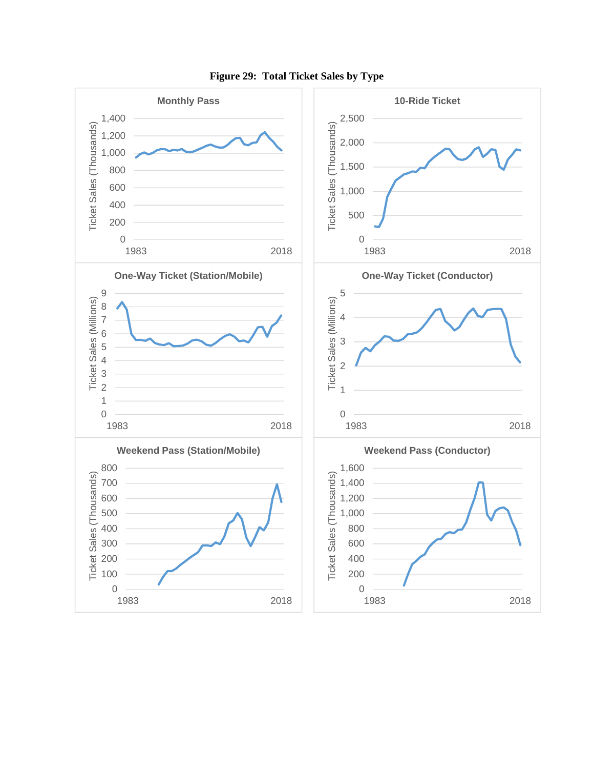**Figure 29: Total Ticket Sales by Type**

Monthly Pass

Ticket Sales (Thousands)

1,400
1,200
1,000
800
600
400
200
0

1983 2018

10-Ride Ticket

Ticket Sales (Thousands)

2,500
2,000
1,500
1,000
500
0

1983 2018

One-Way Ticket (Station/Mobile)

Ticket Sales (Millions)

9
8
7
6
5
4
3
2
1
0

1983 2018

One-Way Ticket (Conductor)

Ticket Sales (Millions)

5
4
3
2
1
0

1983 2018

Weekend Pass (Station/Mobile)

Ticket Sales (Thousands)

800
700
600
500
400
300
200
100
0

1983 2018

Weekend Pass (Conductor)

Ticket Sales (Thousands)

1,600
1,400
1,200
1,000
800
600
400
200
0

1983 2018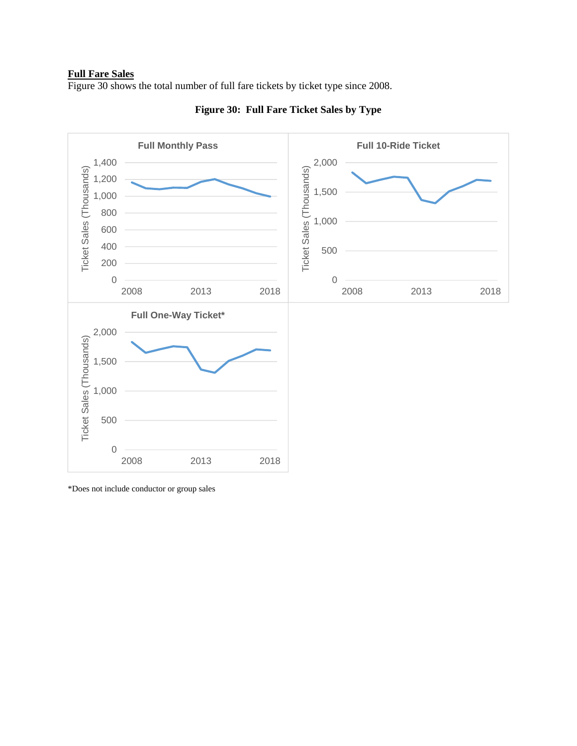**Full Fare Sales**

Figure 30 shows the total number of full fare tickets by ticket type since 2008.

**Figure 30: Full Fare Ticket Sales by Type**

*Does not include conductor or group sales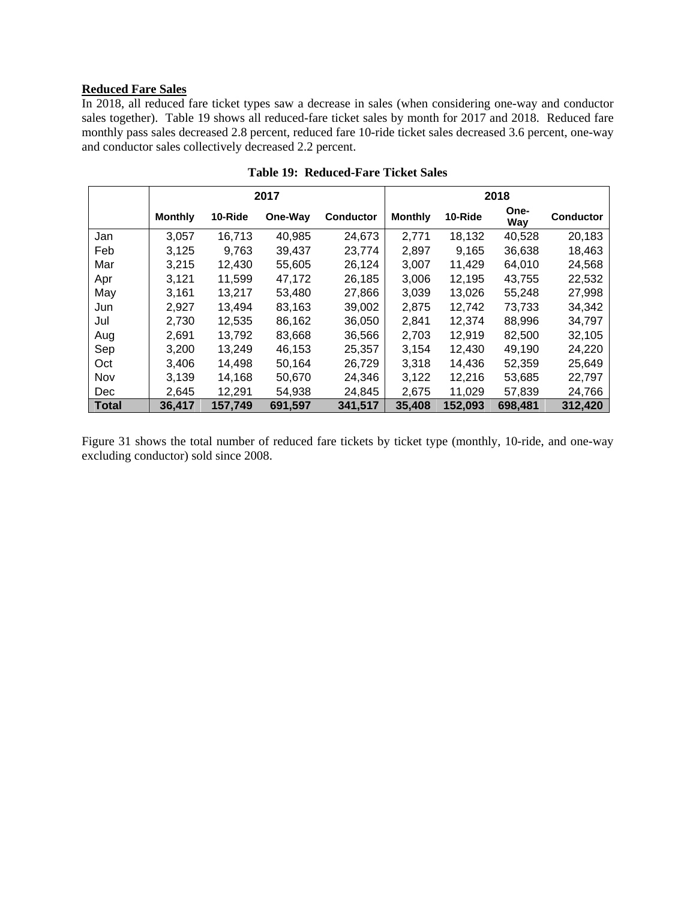**Reduced Fare Sales**

In 2018, all reduced fare ticket types saw a decrease in sales (when considering one-way and conductor sales together). Table 19 shows all reduced-fare ticket sales by month for 2017 and 2018. Reduced fare monthly pass sales decreased 2.8 percent, reduced fare 10-ride ticket sales decreased 3.6 percent, one-way and conductor sales collectively decreased 2.2 percent.

**Table 19: Reduced-Fare Ticket Sales**

| | 2017 | | | | 2018 | | | |
|---|---|---|---|---|---|---|---|---|
| | **Monthly** | **10-Ride** | **One-Way** | **Conductor** | **Monthly** | **10-Ride** | **One-Way** | **Conductor** |
| Jan | 3,057 | 16,713 | 40,985 | 24,673 | 2,771 | 18,132 | 40,528 | 20,183 |
| Feb | 3,125 | 9,763 | 39,437 | 23,774 | 2,897 | 9,165 | 36,638 | 18,463 |
| Mar | 3,215 | 12,430 | 55,605 | 26,124 | 3,007 | 11,429 | 64,010 | 24,568 |
| Apr | 3,121 | 11,599 | 47,172 | 26,185 | 3,006 | 12,195 | 43,755 | 22,532 |
| May | 3,161 | 13,217 | 53,480 | 27,866 | 3,039 | 13,026 | 55,248 | 27,998 |
| Jun | 2,927 | 13,494 | 83,163 | 39,002 | 2,875 | 12,742 | 73,733 | 34,342 |
| Jul | 2,730 | 12,535 | 86,162 | 36,050 | 2,841 | 12,374 | 88,996 | 34,797 |
| Aug | 2,691 | 13,792 | 83,668 | 36,566 | 2,703 | 12,919 | 82,500 | 32,105 |
| Sep | 3,200 | 13,249 | 46,153 | 25,357 | 3,154 | 12,430 | 49,190 | 24,220 |
| Oct | 3,406 | 14,498 | 50,164 | 26,729 | 3,318 | 14,436 | 52,359 | 25,649 |
| Nov | 3,139 | 14,168 | 50,670 | 24,346 | 3,122 | 12,216 | 53,685 | 22,797 |
| Dec | 2,645 | 12,291 | 54,938 | 24,845 | 2,675 | 11,029 | 57,839 | 24,766 |
| **Total** | **36,417** | **157,749** | **691,597** | **341,517** | **35,408** | **152,093** | **698,481** | **312,420** |

Figure 31 shows the total number of reduced fare tickets by ticket type (monthly, 10-ride, and one-way excluding conductor) sold since 2008.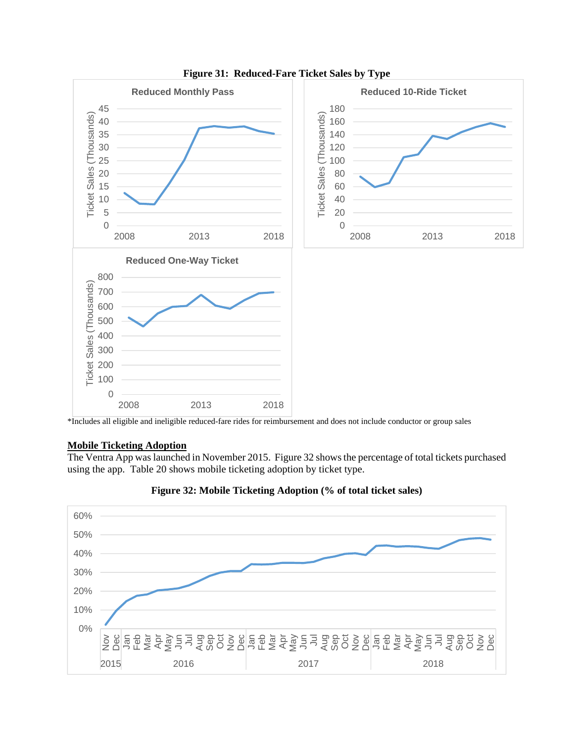**Figure 31: Reduced-Fare Ticket Sales by Type**

*Includes all eligible and ineligible reduced-fare rides for reimbursement and does not include conductor or group sales

## Mobile Ticketing Adoption

The Ventra App was launched in November 2015. Figure 32 shows the percentage of total tickets purchased using the app. Table 20 shows mobile ticketing adoption by ticket type.

**Figure 32: Mobile Ticketing Adoption (% of total ticket sales)**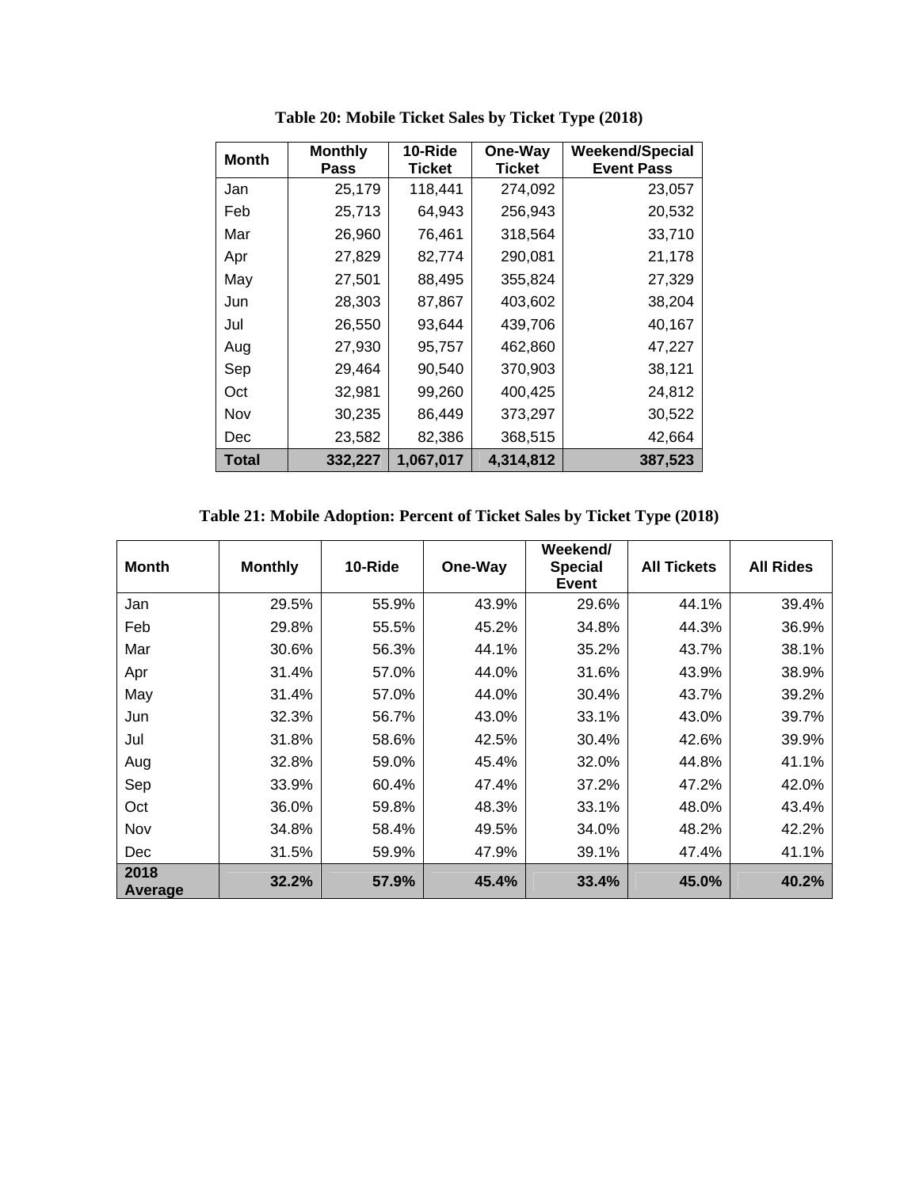**Table 20: Mobile Ticket Sales by Ticket Type (2018)**

| Month | Monthly Pass | 10-Ride Ticket | One-Way Ticket | Weekend/Special Event Pass |
|---|---|---|---|---|
| Jan | 25,179 | 118,441 | 274,092 | 23,057 |
| Feb | 25,713 | 64,943 | 256,943 | 20,532 |
| Mar | 26,960 | 76,461 | 318,564 | 33,710 |
| Apr | 27,829 | 82,774 | 290,081 | 21,178 |
| May | 27,501 | 88,495 | 355,824 | 27,329 |
| Jun | 28,303 | 87,867 | 403,602 | 38,204 |
| Jul | 26,550 | 93,644 | 439,706 | 40,167 |
| Aug | 27,930 | 95,757 | 462,860 | 47,227 |
| Sep | 29,464 | 90,540 | 370,903 | 38,121 |
| Oct | 32,981 | 99,260 | 400,425 | 24,812 |
| Nov | 30,235 | 86,449 | 373,297 | 30,522 |
| Dec | 23,582 | 82,386 | 368,515 | 42,664 |
| **Total** | **332,227** | **1,067,017** | **4,314,812** | **387,523** |

**Table 21: Mobile Adoption: Percent of Ticket Sales by Ticket Type (2018)**

| Month | Monthly | 10-Ride | One-Way | Weekend/ Special Event | All Tickets | All Rides |
|---|---|---|---|---|---|---|
| Jan | 29.5% | 55.9% | 43.9% | 29.6% | 44.1% | 39.4% |
| Feb | 29.8% | 55.5% | 45.2% | 34.8% | 44.3% | 36.9% |
| Mar | 30.6% | 56.3% | 44.1% | 35.2% | 43.7% | 38.1% |
| Apr | 31.4% | 57.0% | 44.0% | 31.6% | 43.9% | 38.9% |
| May | 31.4% | 57.0% | 44.0% | 30.4% | 43.7% | 39.2% |
| Jun | 32.3% | 56.7% | 43.0% | 33.1% | 43.0% | 39.7% |
| Jul | 31.8% | 58.6% | 42.5% | 30.4% | 42.6% | 39.9% |
| Aug | 32.8% | 59.0% | 45.4% | 32.0% | 44.8% | 41.1% |
| Sep | 33.9% | 60.4% | 47.4% | 37.2% | 47.2% | 42.0% |
| Oct | 36.0% | 59.8% | 48.3% | 33.1% | 48.0% | 43.4% |
| Nov | 34.8% | 58.4% | 49.5% | 34.0% | 48.2% | 42.2% |
| Dec | 31.5% | 59.9% | 47.9% | 39.1% | 47.4% | 41.1% |
| **2018 Average** | **32.2%** | **57.9%** | **45.4%** | **33.4%** | **45.0%** | **40.2%** |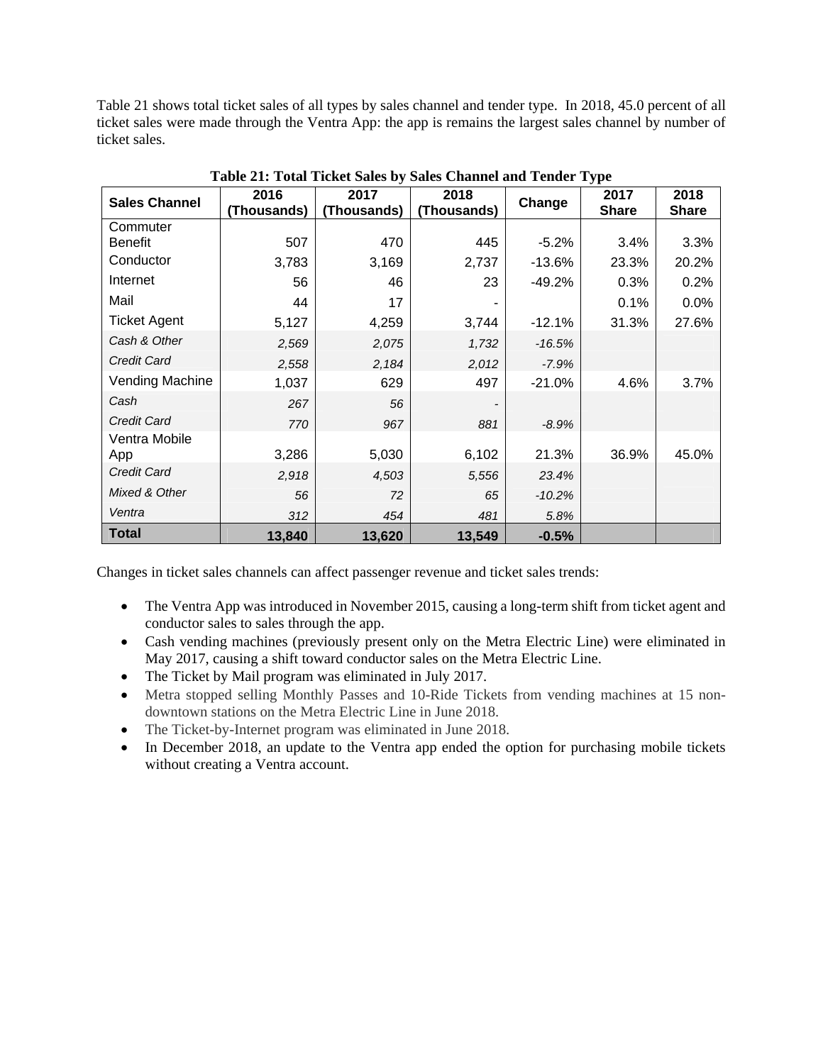Table 21 shows total ticket sales of all types by sales channel and tender type. In 2018, 45.0 percent of all ticket sales were made through the Ventra App: the app is remains the largest sales channel by number of ticket sales.

**Table 21: Total Ticket Sales by Sales Channel and Tender Type**

| Sales Channel | 2016 (Thousands) | 2017 (Thousands) | 2018 (Thousands) | Change | 2017 Share | 2018 Share |
|---|---|---|---|---|---|---|
| Commuter Benefit | 507 | 470 | 445 | -5.2% | 3.4% | 3.3% |
| Conductor | 3,783 | 3,169 | 2,737 | -13.6% | 23.3% | 20.2% |
| Internet | 56 | 46 | 23 | -49.2% | 0.3% | 0.2% |
| Mail | 44 | 17 | - | | 0.1% | 0.0% |
| Ticket Agent | 5,127 | 4,259 | 3,744 | -12.1% | 31.3% | 27.6% |
| *Cash & Other* | *2,569* | *2,075* | *1,732* | *-16.5%* | | |
| *Credit Card* | *2,558* | *2,184* | *2,012* | *-7.9%* | | |
| Vending Machine | 1,037 | 629 | 497 | -21.0% | 4.6% | 3.7% |
| *Cash* | *267* | *56* | - | | | |
| *Credit Card* | *770* | *967* | *881* | *-8.9%* | | |
| Ventra Mobile App | 3,286 | 5,030 | 6,102 | 21.3% | 36.9% | 45.0% |
| *Credit Card* | *2,918* | *4,503* | *5,556* | *23.4%* | | |
| *Mixed & Other* | *56* | *72* | *65* | *-10.2%* | | |
| *Ventra* | *312* | *454* | *481* | *5.8%* | | |
| **Total** | **13,840** | **13,620** | **13,549** | **-0.5%** | | |

Changes in ticket sales channels can affect passenger revenue and ticket sales trends:

- The Ventra App was introduced in November 2015, causing a long-term shift from ticket agent and conductor sales to sales through the app.
- Cash vending machines (previously present only on the Metra Electric Line) were eliminated in May 2017, causing a shift toward conductor sales on the Metra Electric Line.
- The Ticket by Mail program was eliminated in July 2017.
- Metra stopped selling Monthly Passes and 10-Ride Tickets from vending machines at 15 non-downtown stations on the Metra Electric Line in June 2018.
- The Ticket-by-Internet program was eliminated in June 2018.
- In December 2018, an update to the Ventra app ended the option for purchasing mobile tickets without creating a Ventra account.